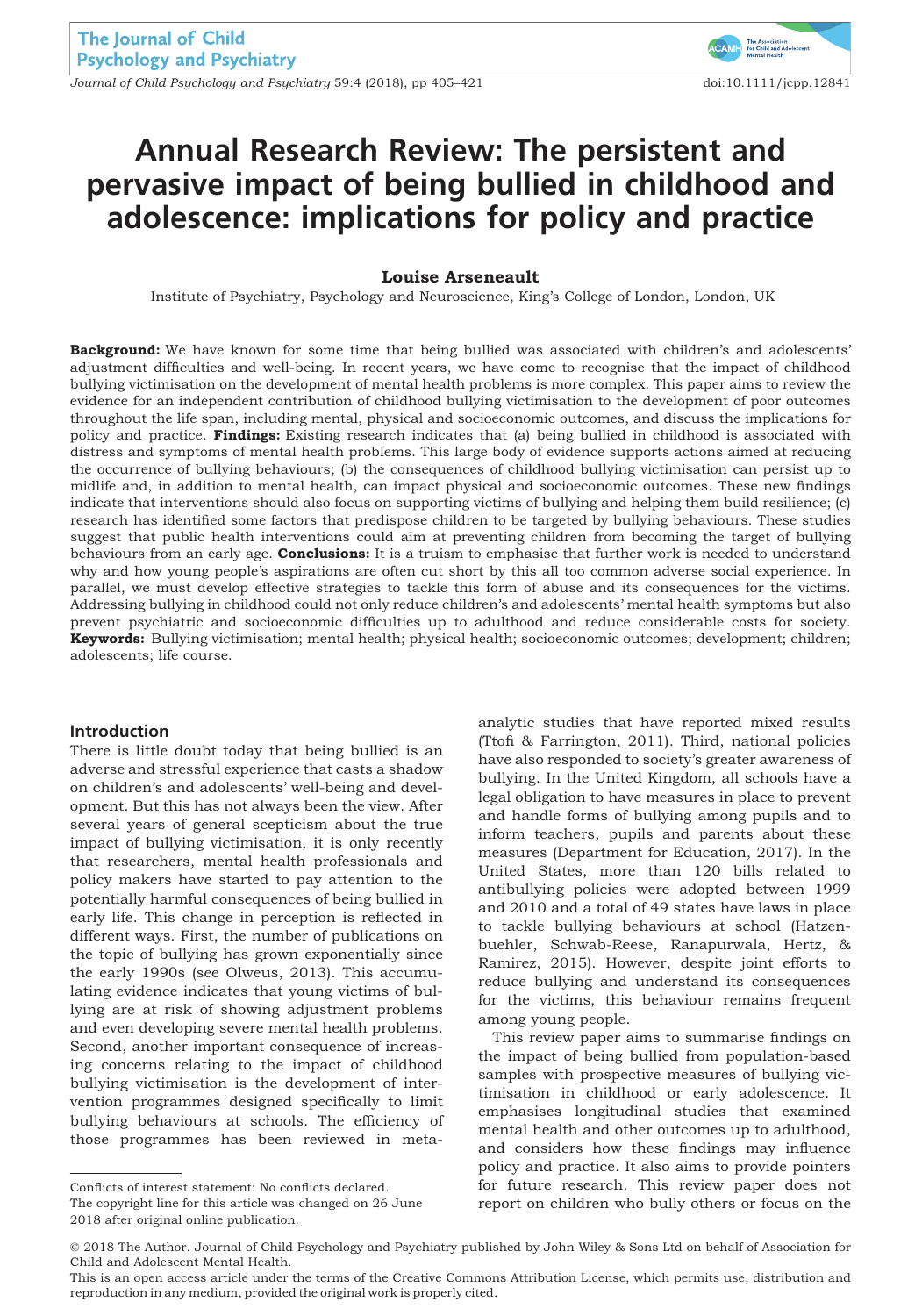# Annual Research Review: The persistent and pervasive impact of being bullied in childhood and adolescence: implications for policy and practice

**Louise Arseneault**

Institute of Psychiatry, Psychology and Neuroscience, King's College of London, London, UK

**Background:** We have known for some time that being bullied was associated with children's and adolescents' adjustment difficulties and well-being. In recent years, we have come to recognise that the impact of childhood bullying victimisation on the development of mental health problems is more complex. This paper aims to review the evidence for an independent contribution of childhood bullying victimisation to the development of poor outcomes throughout the life span, including mental, physical and socioeconomic outcomes, and discuss the implications for policy and practice. **Findings:** Existing research indicates that (a) being bullied in childhood is associated with distress and symptoms of mental health problems. This large body of evidence supports actions aimed at reducing the occurrence of bullying behaviours; (b) the consequences of childhood bullying victimisation can persist up to midlife and, in addition to mental health, can impact physical and socioeconomic outcomes. These new findings indicate that interventions should also focus on supporting victims of bullying and helping them build resilience; (c) research has identified some factors that predispose children to be targeted by bullying behaviours. These studies suggest that public health interventions could aim at preventing children from becoming the target of bullying behaviours from an early age. **Conclusions:** It is a truism to emphasise that further work is needed to understand why and how young people's aspirations are often cut short by this all too common adverse social experience. In parallel, we must develop effective strategies to tackle this form of abuse and its consequences for the victims. Addressing bullying in childhood could not only reduce children's and adolescents' mental health symptoms but also prevent psychiatric and socioeconomic difficulties up to adulthood and reduce considerable costs for society. **Keywords:** Bullying victimisation; mental health; physical health; socioeconomic outcomes; development; children; adolescents; life course.

## Introduction

There is little doubt today that being bullied is an adverse and stressful experience that casts a shadow on children's and adolescents' well-being and development. But this has not always been the view. After several years of general scepticism about the true impact of bullying victimisation, it is only recently that researchers, mental health professionals and policy makers have started to pay attention to the potentially harmful consequences of being bullied in early life. This change in perception is reflected in different ways. First, the number of publications on the topic of bullying has grown exponentially since the early 1990s (see Olweus, 2013). This accumulating evidence indicates that young victims of bullying are at risk of showing adjustment problems and even developing severe mental health problems. Second, another important consequence of increasing concerns relating to the impact of childhood bullying victimisation is the development of intervention programmes designed specifically to limit bullying behaviours at schools. The efficiency of those programmes has been reviewed in meta-analytic studies that have reported mixed results (Ttofi & Farrington, 2011). Third, national policies have also responded to society's greater awareness of bullying. In the United Kingdom, all schools have a legal obligation to have measures in place to prevent and handle forms of bullying among pupils and to inform teachers, pupils and parents about these measures (Department for Education, 2017). In the United States, more than 120 bills related to antibullying policies were adopted between 1999 and 2010 and a total of 49 states have laws in place to tackle bullying behaviours at school (Hatzenbuehler, Schwab-Reese, Ranapurwala, Hertz, & Ramirez, 2015). However, despite joint efforts to reduce bullying and understand its consequences for the victims, this behaviour remains frequent among young people.

This review paper aims to summarise findings on the impact of being bullied from population-based samples with prospective measures of bullying victimisation in childhood or early adolescence. It emphasises longitudinal studies that examined mental health and other outcomes up to adulthood, and considers how these findings may influence policy and practice. It also aims to provide pointers for future research. This review paper does not report on children who bully others or focus on the

Conflicts of interest statement: No conflicts declared.
The copyright line for this article was changed on 26 June 2018 after original online publication.

© 2018 The Author. Journal of Child Psychology and Psychiatry published by John Wiley & Sons Ltd on behalf of Association for Child and Adolescent Mental Health.
This is an open access article under the terms of the Creative Commons Attribution License, which permits use, distribution and reproduction in any medium, provided the original work is properly cited.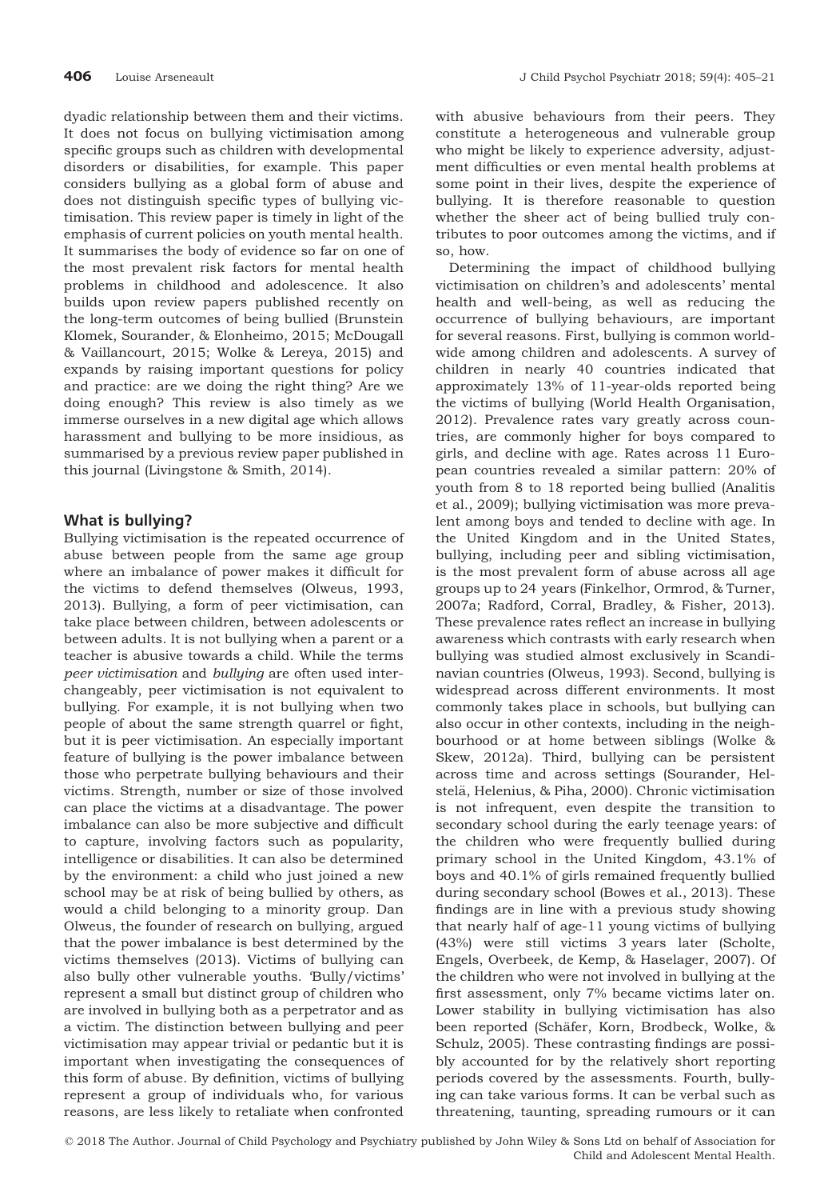dyadic relationship between them and their victims. It does not focus on bullying victimisation among specific groups such as children with developmental disorders or disabilities, for example. This paper considers bullying as a global form of abuse and does not distinguish specific types of bullying victimisation. This review paper is timely in light of the emphasis of current policies on youth mental health. It summarises the body of evidence so far on one of the most prevalent risk factors for mental health problems in childhood and adolescence. It also builds upon review papers published recently on the long-term outcomes of being bullied (Brunstein Klomek, Sourander, & Elonheimo, 2015; McDougall & Vaillancourt, 2015; Wolke & Lereya, 2015) and expands by raising important questions for policy and practice: are we doing the right thing? Are we doing enough? This review is also timely as we immerse ourselves in a new digital age which allows harassment and bullying to be more insidious, as summarised by a previous review paper published in this journal (Livingstone & Smith, 2014).

## What is bullying?

Bullying victimisation is the repeated occurrence of abuse between people from the same age group where an imbalance of power makes it difficult for the victims to defend themselves (Olweus, 1993, 2013). Bullying, a form of peer victimisation, can take place between children, between adolescents or between adults. It is not bullying when a parent or a teacher is abusive towards a child. While the terms *peer victimisation* and *bullying* are often used interchangeably, peer victimisation is not equivalent to bullying. For example, it is not bullying when two people of about the same strength quarrel or fight, but it is peer victimisation. An especially important feature of bullying is the power imbalance between those who perpetrate bullying behaviours and their victims. Strength, number or size of those involved can place the victims at a disadvantage. The power imbalance can also be more subjective and difficult to capture, involving factors such as popularity, intelligence or disabilities. It can also be determined by the environment: a child who just joined a new school may be at risk of being bullied by others, as would a child belonging to a minority group. Dan Olweus, the founder of research on bullying, argued that the power imbalance is best determined by the victims themselves (2013). Victims of bullying can also bully other vulnerable youths. 'Bully/victims' represent a small but distinct group of children who are involved in bullying both as a perpetrator and as a victim. The distinction between bullying and peer victimisation may appear trivial or pedantic but it is important when investigating the consequences of this form of abuse. By definition, victims of bullying represent a group of individuals who, for various reasons, are less likely to retaliate when confronted with abusive behaviours from their peers. They constitute a heterogeneous and vulnerable group who might be likely to experience adversity, adjustment difficulties or even mental health problems at some point in their lives, despite the experience of bullying. It is therefore reasonable to question whether the sheer act of being bullied truly contributes to poor outcomes among the victims, and if so, how.

Determining the impact of childhood bullying victimisation on children's and adolescents' mental health and well-being, as well as reducing the occurrence of bullying behaviours, are important for several reasons. First, bullying is common worldwide among children and adolescents. A survey of children in nearly 40 countries indicated that approximately 13% of 11-year-olds reported being the victims of bullying (World Health Organisation, 2012). Prevalence rates vary greatly across countries, are commonly higher for boys compared to girls, and decline with age. Rates across 11 European countries revealed a similar pattern: 20% of youth from 8 to 18 reported being bullied (Analitis et al., 2009); bullying victimisation was more prevalent among boys and tended to decline with age. In the United Kingdom and in the United States, bullying, including peer and sibling victimisation, is the most prevalent form of abuse across all age groups up to 24 years (Finkelhor, Ormrod, & Turner, 2007a; Radford, Corral, Bradley, & Fisher, 2013). These prevalence rates reflect an increase in bullying awareness which contrasts with early research when bullying was studied almost exclusively in Scandinavian countries (Olweus, 1993). Second, bullying is widespread across different environments. It most commonly takes place in schools, but bullying can also occur in other contexts, including in the neighbourhood or at home between siblings (Wolke & Skew, 2012a). Third, bullying can be persistent across time and across settings (Sourander, Helstelä, Helenius, & Piha, 2000). Chronic victimisation is not infrequent, even despite the transition to secondary school during the early teenage years: of the children who were frequently bullied during primary school in the United Kingdom, 43.1% of boys and 40.1% of girls remained frequently bullied during secondary school (Bowes et al., 2013). These findings are in line with a previous study showing that nearly half of age-11 young victims of bullying (43%) were still victims 3 years later (Scholte, Engels, Overbeek, de Kemp, & Haselager, 2007). Of the children who were not involved in bullying at the first assessment, only 7% became victims later on. Lower stability in bullying victimisation has also been reported (Schäfer, Korn, Brodbeck, Wolke, & Schulz, 2005). These contrasting findings are possibly accounted for by the relatively short reporting periods covered by the assessments. Fourth, bullying can take various forms. It can be verbal such as threatening, taunting, spreading rumours or it can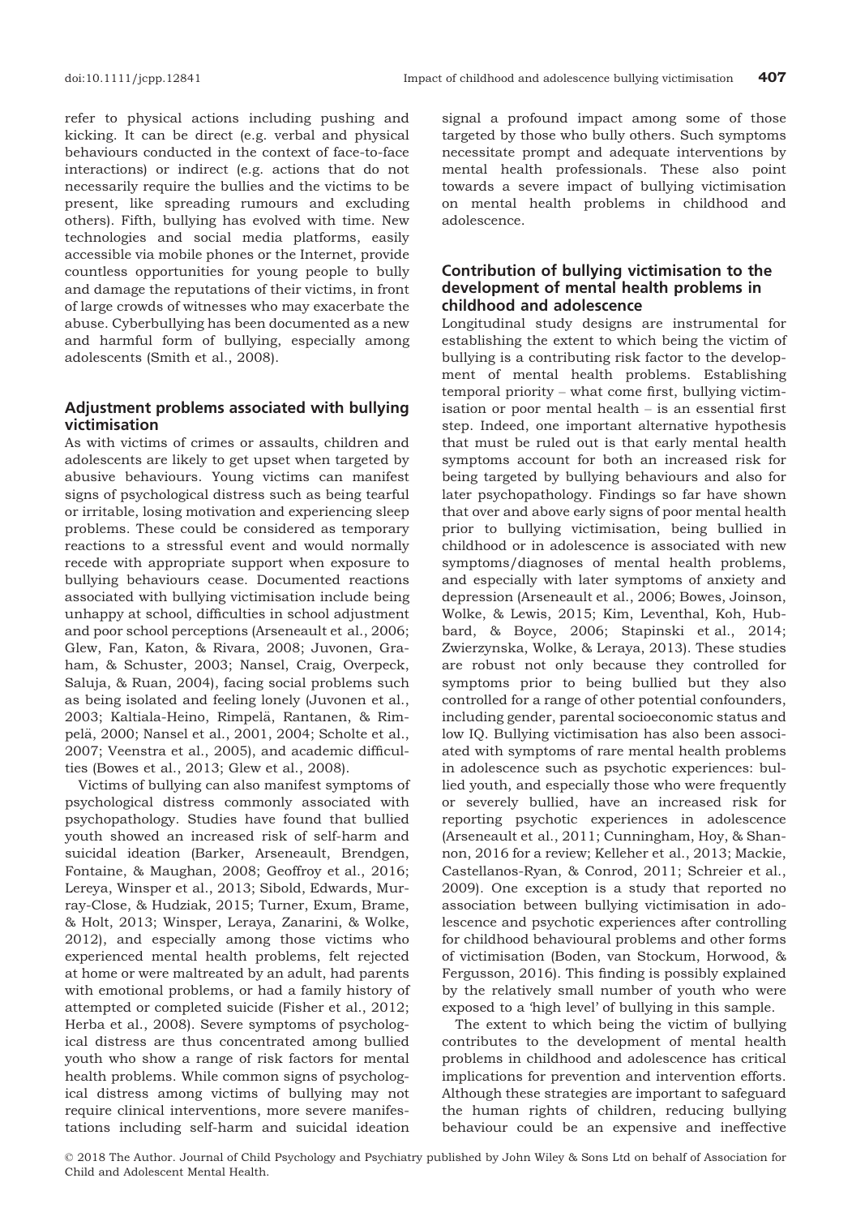refer to physical actions including pushing and kicking. It can be direct (e.g. verbal and physical behaviours conducted in the context of face-to-face interactions) or indirect (e.g. actions that do not necessarily require the bullies and the victims to be present, like spreading rumours and excluding others). Fifth, bullying has evolved with time. New technologies and social media platforms, easily accessible via mobile phones or the Internet, provide countless opportunities for young people to bully and damage the reputations of their victims, in front of large crowds of witnesses who may exacerbate the abuse. Cyberbullying has been documented as a new and harmful form of bullying, especially among adolescents (Smith et al., 2008).

## Adjustment problems associated with bullying victimisation

As with victims of crimes or assaults, children and adolescents are likely to get upset when targeted by abusive behaviours. Young victims can manifest signs of psychological distress such as being tearful or irritable, losing motivation and experiencing sleep problems. These could be considered as temporary reactions to a stressful event and would normally recede with appropriate support when exposure to bullying behaviours cease. Documented reactions associated with bullying victimisation include being unhappy at school, difficulties in school adjustment and poor school perceptions (Arseneault et al., 2006; Glew, Fan, Katon, & Rivara, 2008; Juvonen, Graham, & Schuster, 2003; Nansel, Craig, Overpeck, Saluja, & Ruan, 2004), facing social problems such as being isolated and feeling lonely (Juvonen et al., 2003; Kaltiala-Heino, Rimpelä, Rantanen, & Rimpelä, 2000; Nansel et al., 2001, 2004; Scholte et al., 2007; Veenstra et al., 2005), and academic difficulties (Bowes et al., 2013; Glew et al., 2008).

Victims of bullying can also manifest symptoms of psychological distress commonly associated with psychopathology. Studies have found that bullied youth showed an increased risk of self-harm and suicidal ideation (Barker, Arseneault, Brendgen, Fontaine, & Maughan, 2008; Geoffroy et al., 2016; Lereya, Winsper et al., 2013; Sibold, Edwards, Murray-Close, & Hudziak, 2015; Turner, Exum, Brame, & Holt, 2013; Winsper, Leraya, Zanarini, & Wolke, 2012), and especially among those victims who experienced mental health problems, felt rejected at home or were maltreated by an adult, had parents with emotional problems, or had a family history of attempted or completed suicide (Fisher et al., 2012; Herba et al., 2008). Severe symptoms of psychological distress are thus concentrated among bullied youth who show a range of risk factors for mental health problems. While common signs of psychological distress among victims of bullying may not require clinical interventions, more severe manifestations including self-harm and suicidal ideation signal a profound impact among some of those targeted by those who bully others. Such symptoms necessitate prompt and adequate interventions by mental health professionals. These also point towards a severe impact of bullying victimisation on mental health problems in childhood and adolescence.

## Contribution of bullying victimisation to the development of mental health problems in childhood and adolescence

Longitudinal study designs are instrumental for establishing the extent to which being the victim of bullying is a contributing risk factor to the development of mental health problems. Establishing temporal priority – what come first, bullying victimisation or poor mental health – is an essential first step. Indeed, one important alternative hypothesis that must be ruled out is that early mental health symptoms account for both an increased risk for being targeted by bullying behaviours and also for later psychopathology. Findings so far have shown that over and above early signs of poor mental health prior to bullying victimisation, being bullied in childhood or in adolescence is associated with new symptoms/diagnoses of mental health problems, and especially with later symptoms of anxiety and depression (Arseneault et al., 2006; Bowes, Joinson, Wolke, & Lewis, 2015; Kim, Leventhal, Koh, Hubbard, & Boyce, 2006; Stapinski et al., 2014; Zwierzynska, Wolke, & Leraya, 2013). These studies are robust not only because they controlled for symptoms prior to being bullied but they also controlled for a range of other potential confounders, including gender, parental socioeconomic status and low IQ. Bullying victimisation has also been associated with symptoms of rare mental health problems in adolescence such as psychotic experiences: bullied youth, and especially those who were frequently or severely bullied, have an increased risk for reporting psychotic experiences in adolescence (Arseneault et al., 2011; Cunningham, Hoy, & Shannon, 2016 for a review; Kelleher et al., 2013; Mackie, Castellanos-Ryan, & Conrod, 2011; Schreier et al., 2009). One exception is a study that reported no association between bullying victimisation in adolescence and psychotic experiences after controlling for childhood behavioural problems and other forms of victimisation (Boden, van Stockum, Horwood, & Fergusson, 2016). This finding is possibly explained by the relatively small number of youth who were exposed to a 'high level' of bullying in this sample.

The extent to which being the victim of bullying contributes to the development of mental health problems in childhood and adolescence has critical implications for prevention and intervention efforts. Although these strategies are important to safeguard the human rights of children, reducing bullying behaviour could be an expensive and ineffective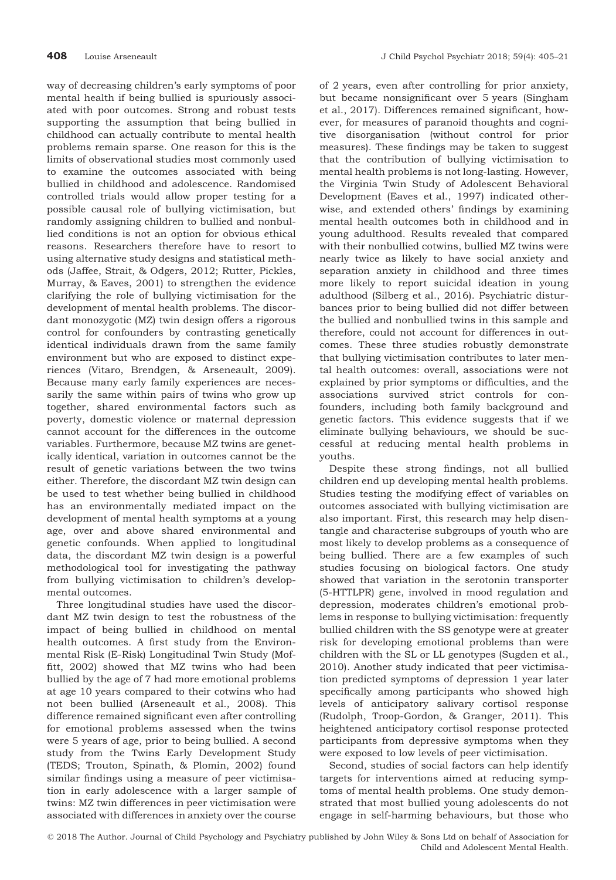way of decreasing children's early symptoms of poor mental health if being bullied is spuriously associated with poor outcomes. Strong and robust tests supporting the assumption that being bullied in childhood can actually contribute to mental health problems remain sparse. One reason for this is the limits of observational studies most commonly used to examine the outcomes associated with being bullied in childhood and adolescence. Randomised controlled trials would allow proper testing for a possible causal role of bullying victimisation, but randomly assigning children to bullied and nonbullied conditions is not an option for obvious ethical reasons. Researchers therefore have to resort to using alternative study designs and statistical methods (Jaffee, Strait, & Odgers, 2012; Rutter, Pickles, Murray, & Eaves, 2001) to strengthen the evidence clarifying the role of bullying victimisation for the development of mental health problems. The discordant monozygotic (MZ) twin design offers a rigorous control for confounders by contrasting genetically identical individuals drawn from the same family environment but who are exposed to distinct experiences (Vitaro, Brendgen, & Arseneault, 2009). Because many early family experiences are necessarily the same within pairs of twins who grow up together, shared environmental factors such as poverty, domestic violence or maternal depression cannot account for the differences in the outcome variables. Furthermore, because MZ twins are genetically identical, variation in outcomes cannot be the result of genetic variations between the two twins either. Therefore, the discordant MZ twin design can be used to test whether being bullied in childhood has an environmentally mediated impact on the development of mental health symptoms at a young age, over and above shared environmental and genetic confounds. When applied to longitudinal data, the discordant MZ twin design is a powerful methodological tool for investigating the pathway from bullying victimisation to children's developmental outcomes.

Three longitudinal studies have used the discordant MZ twin design to test the robustness of the impact of being bullied in childhood on mental health outcomes. A first study from the Environmental Risk (E-Risk) Longitudinal Twin Study (Moffitt, 2002) showed that MZ twins who had been bullied by the age of 7 had more emotional problems at age 10 years compared to their cotwins who had not been bullied (Arseneault et al., 2008). This difference remained significant even after controlling for emotional problems assessed when the twins were 5 years of age, prior to being bullied. A second study from the Twins Early Development Study (TEDS; Trouton, Spinath, & Plomin, 2002) found similar findings using a measure of peer victimisation in early adolescence with a larger sample of twins: MZ twin differences in peer victimisation were associated with differences in anxiety over the course of 2 years, even after controlling for prior anxiety, but became nonsignificant over 5 years (Singham et al., 2017). Differences remained significant, however, for measures of paranoid thoughts and cognitive disorganisation (without control for prior measures). These findings may be taken to suggest that the contribution of bullying victimisation to mental health problems is not long-lasting. However, the Virginia Twin Study of Adolescent Behavioral Development (Eaves et al., 1997) indicated otherwise, and extended others' findings by examining mental health outcomes both in childhood and in young adulthood. Results revealed that compared with their nonbullied cotwins, bullied MZ twins were nearly twice as likely to have social anxiety and separation anxiety in childhood and three times more likely to report suicidal ideation in young adulthood (Silberg et al., 2016). Psychiatric disturbances prior to being bullied did not differ between the bullied and nonbullied twins in this sample and therefore, could not account for differences in outcomes. These three studies robustly demonstrate that bullying victimisation contributes to later mental health outcomes: overall, associations were not explained by prior symptoms or difficulties, and the associations survived strict controls for confounders, including both family background and genetic factors. This evidence suggests that if we eliminate bullying behaviours, we should be successful at reducing mental health problems in youths.

Despite these strong findings, not all bullied children end up developing mental health problems. Studies testing the modifying effect of variables on outcomes associated with bullying victimisation are also important. First, this research may help disentangle and characterise subgroups of youth who are most likely to develop problems as a consequence of being bullied. There are a few examples of such studies focusing on biological factors. One study showed that variation in the serotonin transporter (5-HTTLPR) gene, involved in mood regulation and depression, moderates children's emotional problems in response to bullying victimisation: frequently bullied children with the SS genotype were at greater risk for developing emotional problems than were children with the SL or LL genotypes (Sugden et al., 2010). Another study indicated that peer victimisation predicted symptoms of depression 1 year later specifically among participants who showed high levels of anticipatory salivary cortisol response (Rudolph, Troop-Gordon, & Granger, 2011). This heightened anticipatory cortisol response protected participants from depressive symptoms when they were exposed to low levels of peer victimisation.

Second, studies of social factors can help identify targets for interventions aimed at reducing symptoms of mental health problems. One study demonstrated that most bullied young adolescents do not engage in self-harming behaviours, but those who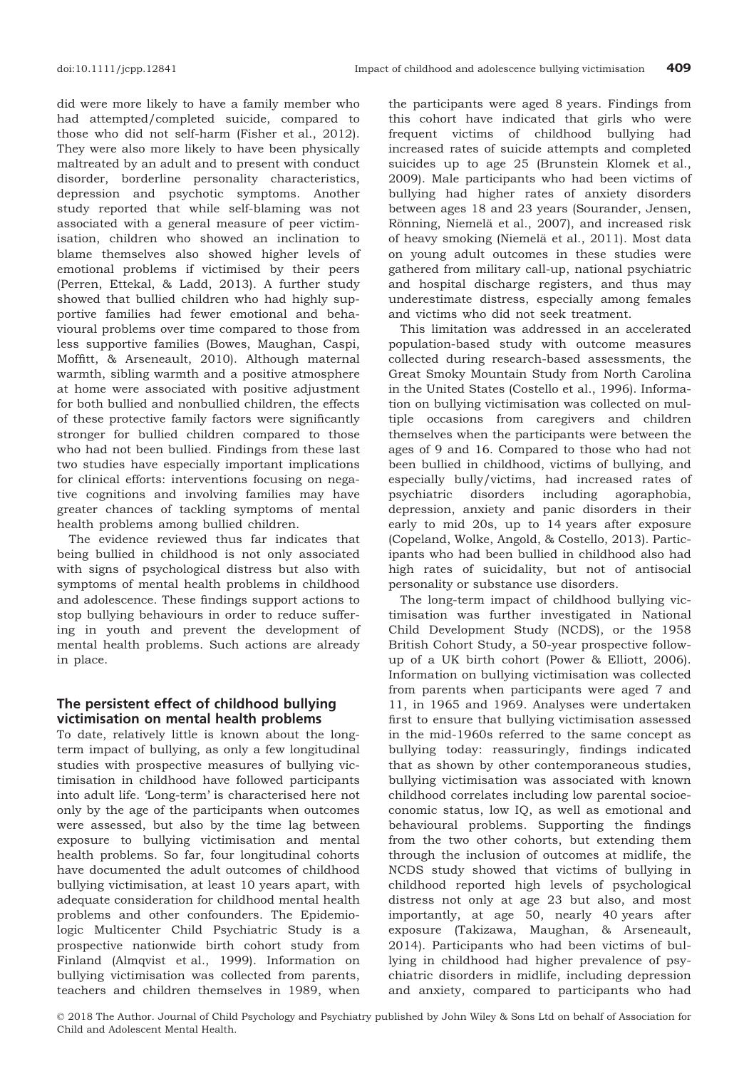did were more likely to have a family member who had attempted/completed suicide, compared to those who did not self-harm (Fisher et al., 2012). They were also more likely to have been physically maltreated by an adult and to present with conduct disorder, borderline personality characteristics, depression and psychotic symptoms. Another study reported that while self-blaming was not associated with a general measure of peer victimisation, children who showed an inclination to blame themselves also showed higher levels of emotional problems if victimised by their peers (Perren, Ettekal, & Ladd, 2013). A further study showed that bullied children who had highly supportive families had fewer emotional and behavioural problems over time compared to those from less supportive families (Bowes, Maughan, Caspi, Moffitt, & Arseneault, 2010). Although maternal warmth, sibling warmth and a positive atmosphere at home were associated with positive adjustment for both bullied and nonbullied children, the effects of these protective family factors were significantly stronger for bullied children compared to those who had not been bullied. Findings from these last two studies have especially important implications for clinical efforts: interventions focusing on negative cognitions and involving families may have greater chances of tackling symptoms of mental health problems among bullied children.

The evidence reviewed thus far indicates that being bullied in childhood is not only associated with signs of psychological distress but also with symptoms of mental health problems in childhood and adolescence. These findings support actions to stop bullying behaviours in order to reduce suffering in youth and prevent the development of mental health problems. Such actions are already in place.

## The persistent effect of childhood bullying victimisation on mental health problems

To date, relatively little is known about the long-term impact of bullying, as only a few longitudinal studies with prospective measures of bullying victimisation in childhood have followed participants into adult life. 'Long-term' is characterised here not only by the age of the participants when outcomes were assessed, but also by the time lag between exposure to bullying victimisation and mental health problems. So far, four longitudinal cohorts have documented the adult outcomes of childhood bullying victimisation, at least 10 years apart, with adequate consideration for childhood mental health problems and other confounders. The Epidemiologic Multicenter Child Psychiatric Study is a prospective nationwide birth cohort study from Finland (Almqvist et al., 1999). Information on bullying victimisation was collected from parents, teachers and children themselves in 1989, when the participants were aged 8 years. Findings from this cohort have indicated that girls who were frequent victims of childhood bullying had increased rates of suicide attempts and completed suicides up to age 25 (Brunstein Klomek et al., 2009). Male participants who had been victims of bullying had higher rates of anxiety disorders between ages 18 and 23 years (Sourander, Jensen, Rönning, Niemelä et al., 2007), and increased risk of heavy smoking (Niemelä et al., 2011). Most data on young adult outcomes in these studies were gathered from military call-up, national psychiatric and hospital discharge registers, and thus may underestimate distress, especially among females and victims who did not seek treatment.

This limitation was addressed in an accelerated population-based study with outcome measures collected during research-based assessments, the Great Smoky Mountain Study from North Carolina in the United States (Costello et al., 1996). Information on bullying victimisation was collected on multiple occasions from caregivers and children themselves when the participants were between the ages of 9 and 16. Compared to those who had not been bullied in childhood, victims of bullying, and especially bully/victims, had increased rates of psychiatric disorders including agoraphobia, depression, anxiety and panic disorders in their early to mid 20s, up to 14 years after exposure (Copeland, Wolke, Angold, & Costello, 2013). Participants who had been bullied in childhood also had high rates of suicidality, but not of antisocial personality or substance use disorders.

The long-term impact of childhood bullying victimisation was further investigated in National Child Development Study (NCDS), or the 1958 British Cohort Study, a 50-year prospective follow-up of a UK birth cohort (Power & Elliott, 2006). Information on bullying victimisation was collected from parents when participants were aged 7 and 11, in 1965 and 1969. Analyses were undertaken first to ensure that bullying victimisation assessed in the mid-1960s referred to the same concept as bullying today: reassuringly, findings indicated that as shown by other contemporaneous studies, bullying victimisation was associated with known childhood correlates including low parental socioeconomic status, low IQ, as well as emotional and behavioural problems. Supporting the findings from the two other cohorts, but extending them through the inclusion of outcomes at midlife, the NCDS study showed that victims of bullying in childhood reported high levels of psychological distress not only at age 23 but also, and most importantly, at age 50, nearly 40 years after exposure (Takizawa, Maughan, & Arseneault, 2014). Participants who had been victims of bullying in childhood had higher prevalence of psychiatric disorders in midlife, including depression and anxiety, compared to participants who had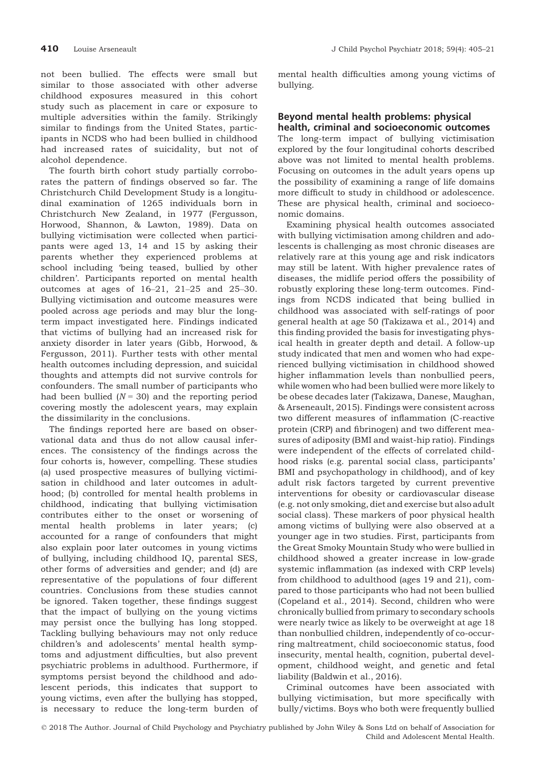not been bullied. The effects were small but similar to those associated with other adverse childhood exposures measured in this cohort study such as placement in care or exposure to multiple adversities within the family. Strikingly similar to findings from the United States, participants in NCDS who had been bullied in childhood had increased rates of suicidality, but not of alcohol dependence.

The fourth birth cohort study partially corroborates the pattern of findings observed so far. The Christchurch Child Development Study is a longitudinal examination of 1265 individuals born in Christchurch New Zealand, in 1977 (Fergusson, Horwood, Shannon, & Lawton, 1989). Data on bullying victimisation were collected when participants were aged 13, 14 and 15 by asking their parents whether they experienced problems at school including 'being teased, bullied by other children'. Participants reported on mental health outcomes at ages of 16–21, 21–25 and 25–30. Bullying victimisation and outcome measures were pooled across age periods and may blur the long-term impact investigated here. Findings indicated that victims of bullying had an increased risk for anxiety disorder in later years (Gibb, Horwood, & Fergusson, 2011). Further tests with other mental health outcomes including depression, and suicidal thoughts and attempts did not survive controls for confounders. The small number of participants who had been bullied ($N = 30$) and the reporting period covering mostly the adolescent years, may explain the dissimilarity in the conclusions.

The findings reported here are based on observational data and thus do not allow causal inferences. The consistency of the findings across the four cohorts is, however, compelling. These studies (a) used prospective measures of bullying victimisation in childhood and later outcomes in adulthood; (b) controlled for mental health problems in childhood, indicating that bullying victimisation contributes either to the onset or worsening of mental health problems in later years; (c) accounted for a range of confounders that might also explain poor later outcomes in young victims of bullying, including childhood IQ, parental SES, other forms of adversities and gender; and (d) are representative of the populations of four different countries. Conclusions from these studies cannot be ignored. Taken together, these findings suggest that the impact of bullying on the young victims may persist once the bullying has long stopped. Tackling bullying behaviours may not only reduce children's and adolescents' mental health symptoms and adjustment difficulties, but also prevent psychiatric problems in adulthood. Furthermore, if symptoms persist beyond the childhood and adolescent periods, this indicates that support to young victims, even after the bullying has stopped, is necessary to reduce the long-term burden of mental health difficulties among young victims of bullying.

## Beyond mental health problems: physical health, criminal and socioeconomic outcomes

The long-term impact of bullying victimisation explored by the four longitudinal cohorts described above was not limited to mental health problems. Focusing on outcomes in the adult years opens up the possibility of examining a range of life domains more difficult to study in childhood or adolescence. These are physical health, criminal and socioeconomic domains.

Examining physical health outcomes associated with bullying victimisation among children and adolescents is challenging as most chronic diseases are relatively rare at this young age and risk indicators may still be latent. With higher prevalence rates of diseases, the midlife period offers the possibility of robustly exploring these long-term outcomes. Findings from NCDS indicated that being bullied in childhood was associated with self-ratings of poor general health at age 50 (Takizawa et al., 2014) and this finding provided the basis for investigating physical health in greater depth and detail. A follow-up study indicated that men and women who had experienced bullying victimisation in childhood showed higher inflammation levels than nonbullied peers, while women who had been bullied were more likely to be obese decades later (Takizawa, Danese, Maughan, & Arseneault, 2015). Findings were consistent across two different measures of inflammation (C-reactive protein (CRP) and fibrinogen) and two different measures of adiposity (BMI and waist-hip ratio). Findings were independent of the effects of correlated childhood risks (e.g. parental social class, participants' BMI and psychopathology in childhood), and of key adult risk factors targeted by current preventive interventions for obesity or cardiovascular disease (e.g. not only smoking, diet and exercise but also adult social class). These markers of poor physical health among victims of bullying were also observed at a younger age in two studies. First, participants from the Great Smoky Mountain Study who were bullied in childhood showed a greater increase in low-grade systemic inflammation (as indexed with CRP levels) from childhood to adulthood (ages 19 and 21), compared to those participants who had not been bullied (Copeland et al., 2014). Second, children who were chronically bullied from primary to secondary schools were nearly twice as likely to be overweight at age 18 than nonbullied children, independently of co-occurring maltreatment, child socioeconomic status, food insecurity, mental health, cognition, pubertal development, childhood weight, and genetic and fetal liability (Baldwin et al., 2016).

Criminal outcomes have been associated with bullying victimisation, but more specifically with bully/victims. Boys who both were frequently bullied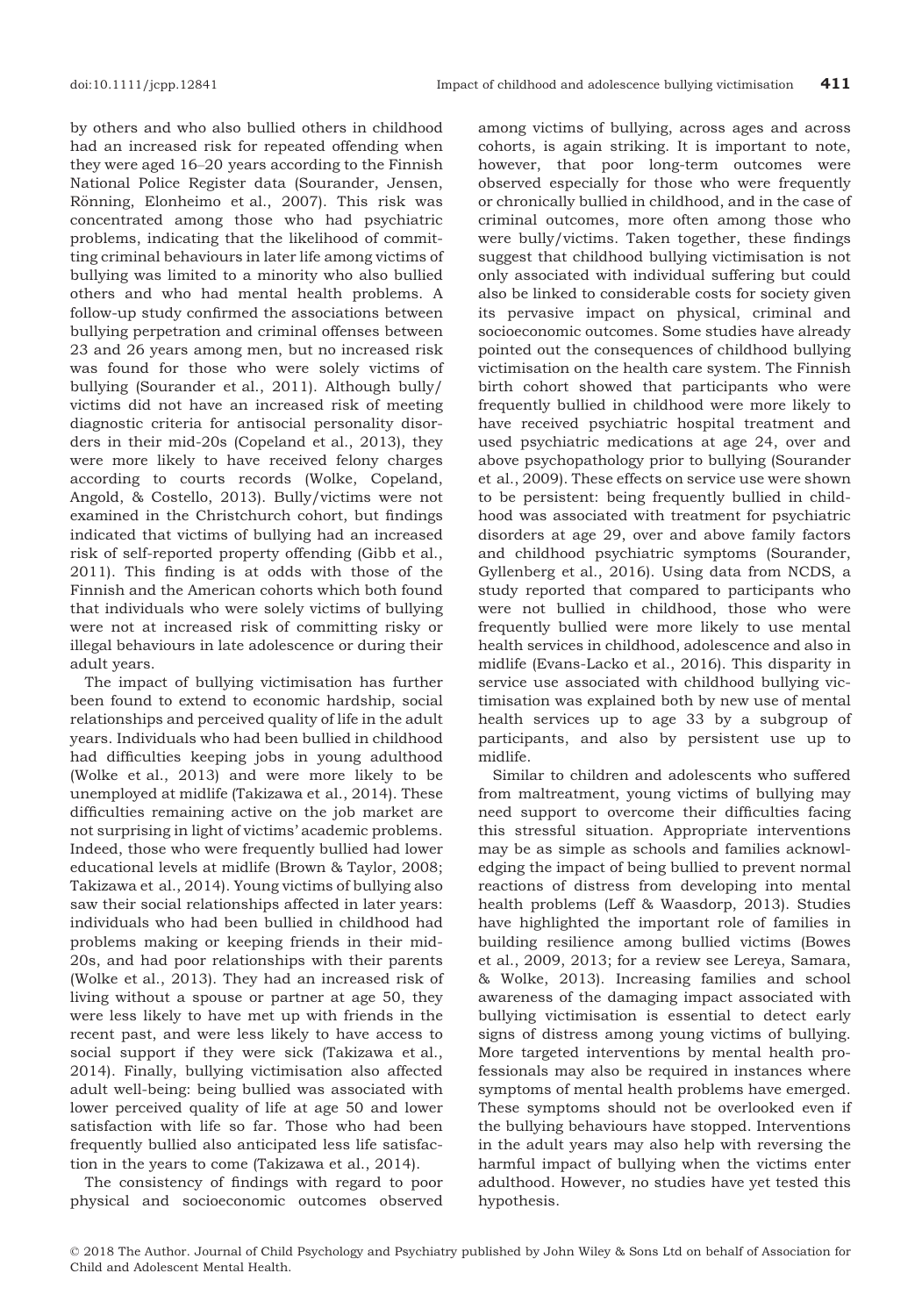by others and who also bullied others in childhood had an increased risk for repeated offending when they were aged 16–20 years according to the Finnish National Police Register data (Sourander, Jensen, Rönning, Elonheimo et al., 2007). This risk was concentrated among those who had psychiatric problems, indicating that the likelihood of committing criminal behaviours in later life among victims of bullying was limited to a minority who also bullied others and who had mental health problems. A follow-up study confirmed the associations between bullying perpetration and criminal offenses between 23 and 26 years among men, but no increased risk was found for those who were solely victims of bullying (Sourander et al., 2011). Although bully/victims did not have an increased risk of meeting diagnostic criteria for antisocial personality disorders in their mid-20s (Copeland et al., 2013), they were more likely to have received felony charges according to courts records (Wolke, Copeland, Angold, & Costello, 2013). Bully/victims were not examined in the Christchurch cohort, but findings indicated that victims of bullying had an increased risk of self-reported property offending (Gibb et al., 2011). This finding is at odds with those of the Finnish and the American cohorts which both found that individuals who were solely victims of bullying were not at increased risk of committing risky or illegal behaviours in late adolescence or during their adult years.

The impact of bullying victimisation has further been found to extend to economic hardship, social relationships and perceived quality of life in the adult years. Individuals who had been bullied in childhood had difficulties keeping jobs in young adulthood (Wolke et al., 2013) and were more likely to be unemployed at midlife (Takizawa et al., 2014). These difficulties remaining active on the job market are not surprising in light of victims' academic problems. Indeed, those who were frequently bullied had lower educational levels at midlife (Brown & Taylor, 2008; Takizawa et al., 2014). Young victims of bullying also saw their social relationships affected in later years: individuals who had been bullied in childhood had problems making or keeping friends in their mid-20s, and had poor relationships with their parents (Wolke et al., 2013). They had an increased risk of living without a spouse or partner at age 50, they were less likely to have met up with friends in the recent past, and were less likely to have access to social support if they were sick (Takizawa et al., 2014). Finally, bullying victimisation also affected adult well-being: being bullied was associated with lower perceived quality of life at age 50 and lower satisfaction with life so far. Those who had been frequently bullied also anticipated less life satisfaction in the years to come (Takizawa et al., 2014).

The consistency of findings with regard to poor physical and socioeconomic outcomes observed among victims of bullying, across ages and across cohorts, is again striking. It is important to note, however, that poor long-term outcomes were observed especially for those who were frequently or chronically bullied in childhood, and in the case of criminal outcomes, more often among those who were bully/victims. Taken together, these findings suggest that childhood bullying victimisation is not only associated with individual suffering but could also be linked to considerable costs for society given its pervasive impact on physical, criminal and socioeconomic outcomes. Some studies have already pointed out the consequences of childhood bullying victimisation on the health care system. The Finnish birth cohort showed that participants who were frequently bullied in childhood were more likely to have received psychiatric hospital treatment and used psychiatric medications at age 24, over and above psychopathology prior to bullying (Sourander et al., 2009). These effects on service use were shown to be persistent: being frequently bullied in childhood was associated with treatment for psychiatric disorders at age 29, over and above family factors and childhood psychiatric symptoms (Sourander, Gyllenberg et al., 2016). Using data from NCDS, a study reported that compared to participants who were not bullied in childhood, those who were frequently bullied were more likely to use mental health services in childhood, adolescence and also in midlife (Evans-Lacko et al., 2016). This disparity in service use associated with childhood bullying victimisation was explained both by new use of mental health services up to age 33 by a subgroup of participants, and also by persistent use up to midlife.

Similar to children and adolescents who suffered from maltreatment, young victims of bullying may need support to overcome their difficulties facing this stressful situation. Appropriate interventions may be as simple as schools and families acknowledging the impact of being bullied to prevent normal reactions of distress from developing into mental health problems (Leff & Waasdorp, 2013). Studies have highlighted the important role of families in building resilience among bullied victims (Bowes et al., 2009, 2013; for a review see Lereya, Samara, & Wolke, 2013). Increasing families and school awareness of the damaging impact associated with bullying victimisation is essential to detect early signs of distress among young victims of bullying. More targeted interventions by mental health professionals may also be required in instances where symptoms of mental health problems have emerged. These symptoms should not be overlooked even if the bullying behaviours have stopped. Interventions in the adult years may also help with reversing the harmful impact of bullying when the victims enter adulthood. However, no studies have yet tested this hypothesis.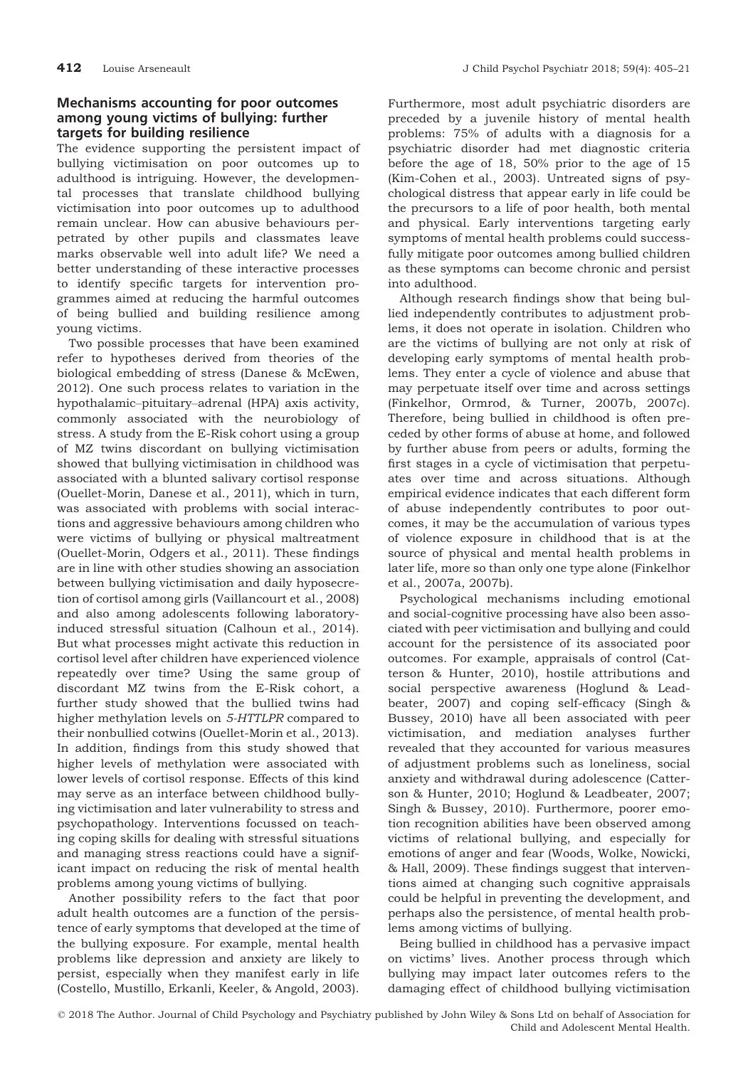## Mechanisms accounting for poor outcomes among young victims of bullying: further targets for building resilience

The evidence supporting the persistent impact of bullying victimisation on poor outcomes up to adulthood is intriguing. However, the developmental processes that translate childhood bullying victimisation into poor outcomes up to adulthood remain unclear. How can abusive behaviours perpetrated by other pupils and classmates leave marks observable well into adult life? We need a better understanding of these interactive processes to identify specific targets for intervention programmes aimed at reducing the harmful outcomes of being bullied and building resilience among young victims.

Two possible processes that have been examined refer to hypotheses derived from theories of the biological embedding of stress (Danese & McEwen, 2012). One such process relates to variation in the hypothalamic–pituitary–adrenal (HPA) axis activity, commonly associated with the neurobiology of stress. A study from the E-Risk cohort using a group of MZ twins discordant on bullying victimisation showed that bullying victimisation in childhood was associated with a blunted salivary cortisol response (Ouellet-Morin, Danese et al., 2011), which in turn, was associated with problems with social interactions and aggressive behaviours among children who were victims of bullying or physical maltreatment (Ouellet-Morin, Odgers et al., 2011). These findings are in line with other studies showing an association between bullying victimisation and daily hyposecretion of cortisol among girls (Vaillancourt et al., 2008) and also among adolescents following laboratory-induced stressful situation (Calhoun et al., 2014). But what processes might activate this reduction in cortisol level after children have experienced violence repeatedly over time? Using the same group of discordant MZ twins from the E-Risk cohort, a further study showed that the bullied twins had higher methylation levels on *5-HTTLPR* compared to their nonbullied cotwins (Ouellet-Morin et al., 2013). In addition, findings from this study showed that higher levels of methylation were associated with lower levels of cortisol response. Effects of this kind may serve as an interface between childhood bullying victimisation and later vulnerability to stress and psychopathology. Interventions focussed on teaching coping skills for dealing with stressful situations and managing stress reactions could have a significant impact on reducing the risk of mental health problems among young victims of bullying.

Another possibility refers to the fact that poor adult health outcomes are a function of the persistence of early symptoms that developed at the time of the bullying exposure. For example, mental health problems like depression and anxiety are likely to persist, especially when they manifest early in life (Costello, Mustillo, Erkanli, Keeler, & Angold, 2003). Furthermore, most adult psychiatric disorders are preceded by a juvenile history of mental health problems: 75% of adults with a diagnosis for a psychiatric disorder had met diagnostic criteria before the age of 18, 50% prior to the age of 15 (Kim-Cohen et al., 2003). Untreated signs of psychological distress that appear early in life could be the precursors to a life of poor health, both mental and physical. Early interventions targeting early symptoms of mental health problems could successfully mitigate poor outcomes among bullied children as these symptoms can become chronic and persist into adulthood.

Although research findings show that being bullied independently contributes to adjustment problems, it does not operate in isolation. Children who are the victims of bullying are not only at risk of developing early symptoms of mental health problems. They enter a cycle of violence and abuse that may perpetuate itself over time and across settings (Finkelhor, Ormrod, & Turner, 2007b, 2007c). Therefore, being bullied in childhood is often preceded by other forms of abuse at home, and followed by further abuse from peers or adults, forming the first stages in a cycle of victimisation that perpetuates over time and across situations. Although empirical evidence indicates that each different form of abuse independently contributes to poor outcomes, it may be the accumulation of various types of violence exposure in childhood that is at the source of physical and mental health problems in later life, more so than only one type alone (Finkelhor et al., 2007a, 2007b).

Psychological mechanisms including emotional and social-cognitive processing have also been associated with peer victimisation and bullying and could account for the persistence of its associated poor outcomes. For example, appraisals of control (Catterson & Hunter, 2010), hostile attributions and social perspective awareness (Hoglund & Leadbeater, 2007) and coping self-efficacy (Singh & Bussey, 2010) have all been associated with peer victimisation, and mediation analyses further revealed that they accounted for various measures of adjustment problems such as loneliness, social anxiety and withdrawal during adolescence (Catterson & Hunter, 2010; Hoglund & Leadbeater, 2007; Singh & Bussey, 2010). Furthermore, poorer emotion recognition abilities have been observed among victims of relational bullying, and especially for emotions of anger and fear (Woods, Wolke, Nowicki, & Hall, 2009). These findings suggest that interventions aimed at changing such cognitive appraisals could be helpful in preventing the development, and perhaps also the persistence, of mental health problems among victims of bullying.

Being bullied in childhood has a pervasive impact on victims' lives. Another process through which bullying may impact later outcomes refers to the damaging effect of childhood bullying victimisation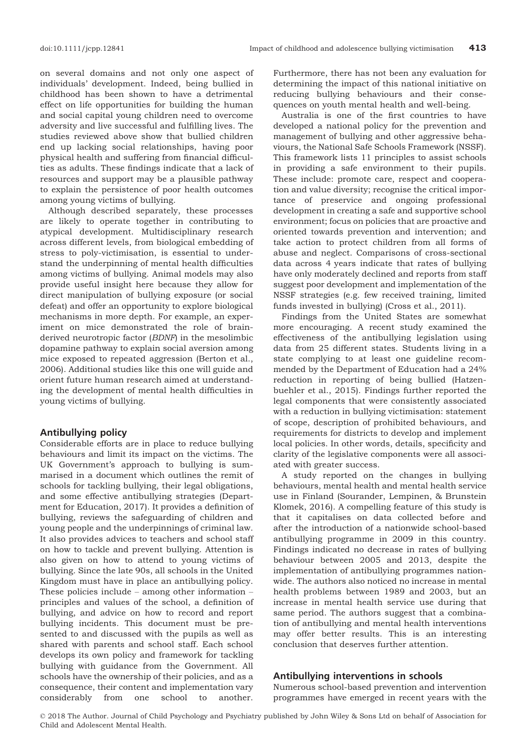on several domains and not only one aspect of individuals' development. Indeed, being bullied in childhood has been shown to have a detrimental effect on life opportunities for building the human and social capital young children need to overcome adversity and live successful and fulfilling lives. The studies reviewed above show that bullied children end up lacking social relationships, having poor physical health and suffering from financial difficulties as adults. These findings indicate that a lack of resources and support may be a plausible pathway to explain the persistence of poor health outcomes among young victims of bullying.

Although described separately, these processes are likely to operate together in contributing to atypical development. Multidisciplinary research across different levels, from biological embedding of stress to poly-victimisation, is essential to understand the underpinning of mental health difficulties among victims of bullying. Animal models may also provide useful insight here because they allow for direct manipulation of bullying exposure (or social defeat) and offer an opportunity to explore biological mechanisms in more depth. For example, an experiment on mice demonstrated the role of brain-derived neurotropic factor (*BDNF*) in the mesolimbic dopamine pathway to explain social aversion among mice exposed to repeated aggression (Berton et al., 2006). Additional studies like this one will guide and orient future human research aimed at understanding the development of mental health difficulties in young victims of bullying.

## Antibullying policy

Considerable efforts are in place to reduce bullying behaviours and limit its impact on the victims. The UK Government's approach to bullying is summarised in a document which outlines the remit of schools for tackling bullying, their legal obligations, and some effective antibullying strategies (Department for Education, 2017). It provides a definition of bullying, reviews the safeguarding of children and young people and the underpinnings of criminal law. It also provides advices to teachers and school staff on how to tackle and prevent bullying. Attention is also given on how to attend to young victims of bullying. Since the late 90s, all schools in the United Kingdom must have in place an antibullying policy. These policies include – among other information – principles and values of the school, a definition of bullying, and advice on how to record and report bullying incidents. This document must be presented to and discussed with the pupils as well as shared with parents and school staff. Each school develops its own policy and framework for tackling bullying with guidance from the Government. All schools have the ownership of their policies, and as a consequence, their content and implementation vary considerably from one school to another. Furthermore, there has not been any evaluation for determining the impact of this national initiative on reducing bullying behaviours and their consequences on youth mental health and well-being.

Australia is one of the first countries to have developed a national policy for the prevention and management of bullying and other aggressive behaviours, the National Safe Schools Framework (NSSF). This framework lists 11 principles to assist schools in providing a safe environment to their pupils. These include: promote care, respect and cooperation and value diversity; recognise the critical importance of preservice and ongoing professional development in creating a safe and supportive school environment; focus on policies that are proactive and oriented towards prevention and intervention; and take action to protect children from all forms of abuse and neglect. Comparisons of cross-sectional data across 4 years indicate that rates of bullying have only moderately declined and reports from staff suggest poor development and implementation of the NSSF strategies (e.g. few received training, limited funds invested in bullying) (Cross et al., 2011).

Findings from the United States are somewhat more encouraging. A recent study examined the effectiveness of the antibullying legislation using data from 25 different states. Students living in a state complying to at least one guideline recommended by the Department of Education had a 24% reduction in reporting of being bullied (Hatzenbuehler et al., 2015). Findings further reported the legal components that were consistently associated with a reduction in bullying victimisation: statement of scope, description of prohibited behaviours, and requirements for districts to develop and implement local policies. In other words, details, specificity and clarity of the legislative components were all associated with greater success.

A study reported on the changes in bullying behaviours, mental health and mental health service use in Finland (Sourander, Lempinen, & Brunstein Klomek, 2016). A compelling feature of this study is that it capitalises on data collected before and after the introduction of a nationwide school-based antibullying programme in 2009 in this country. Findings indicated no decrease in rates of bullying behaviour between 2005 and 2013, despite the implementation of antibullying programmes nationwide. The authors also noticed no increase in mental health problems between 1989 and 2003, but an increase in mental health service use during that same period. The authors suggest that a combination of antibullying and mental health interventions may offer better results. This is an interesting conclusion that deserves further attention.

## Antibullying interventions in schools

Numerous school-based prevention and intervention programmes have emerged in recent years with the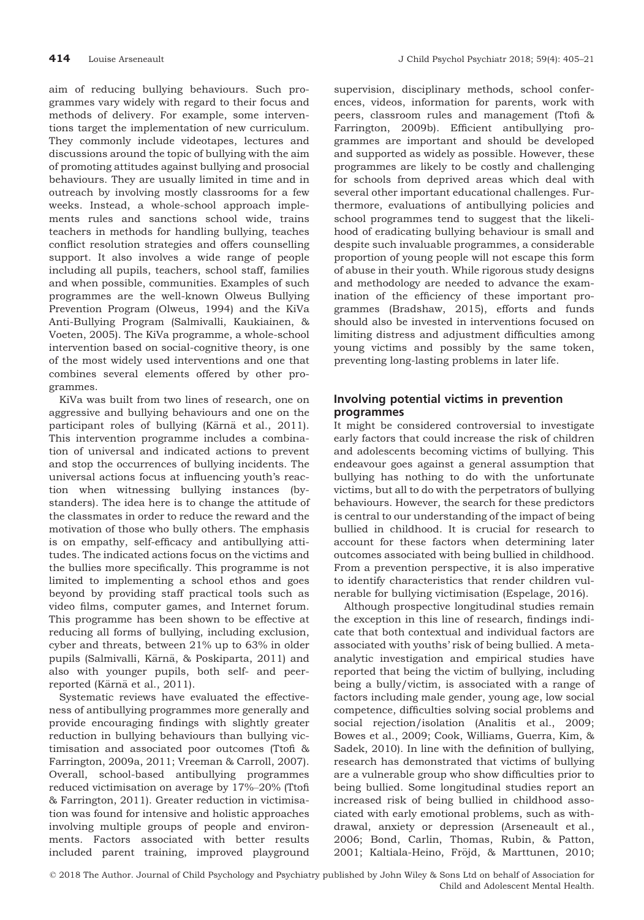aim of reducing bullying behaviours. Such programmes vary widely with regard to their focus and methods of delivery. For example, some interventions target the implementation of new curriculum. They commonly include videotapes, lectures and discussions around the topic of bullying with the aim of promoting attitudes against bullying and prosocial behaviours. They are usually limited in time and in outreach by involving mostly classrooms for a few weeks. Instead, a whole-school approach implements rules and sanctions school wide, trains teachers in methods for handling bullying, teaches conflict resolution strategies and offers counselling support. It also involves a wide range of people including all pupils, teachers, school staff, families and when possible, communities. Examples of such programmes are the well-known Olweus Bullying Prevention Program (Olweus, 1994) and the KiVa Anti-Bullying Program (Salmivalli, Kaukiainen, & Voeten, 2005). The KiVa programme, a whole-school intervention based on social-cognitive theory, is one of the most widely used interventions and one that combines several elements offered by other programmes.

KiVa was built from two lines of research, one on aggressive and bullying behaviours and one on the participant roles of bullying (Kärnä et al., 2011). This intervention programme includes a combination of universal and indicated actions to prevent and stop the occurrences of bullying incidents. The universal actions focus at influencing youth's reaction when witnessing bullying instances (bystanders). The idea here is to change the attitude of the classmates in order to reduce the reward and the motivation of those who bully others. The emphasis is on empathy, self-efficacy and antibullying attitudes. The indicated actions focus on the victims and the bullies more specifically. This programme is not limited to implementing a school ethos and goes beyond by providing staff practical tools such as video films, computer games, and Internet forum. This programme has been shown to be effective at reducing all forms of bullying, including exclusion, cyber and threats, between 21% up to 63% in older pupils (Salmivalli, Kärnä, & Poskiparta, 2011) and also with younger pupils, both self- and peer-reported (Kärnä et al., 2011).

Systematic reviews have evaluated the effectiveness of antibullying programmes more generally and provide encouraging findings with slightly greater reduction in bullying behaviours than bullying victimisation and associated poor outcomes (Ttofi & Farrington, 2009a, 2011; Vreeman & Carroll, 2007). Overall, school-based antibullying programmes reduced victimisation on average by 17%–20% (Ttofi & Farrington, 2011). Greater reduction in victimisation was found for intensive and holistic approaches involving multiple groups of people and environments. Factors associated with better results included parent training, improved playground supervision, disciplinary methods, school conferences, videos, information for parents, work with peers, classroom rules and management (Ttofi & Farrington, 2009b). Efficient antibullying programmes are important and should be developed and supported as widely as possible. However, these programmes are likely to be costly and challenging for schools from deprived areas which deal with several other important educational challenges. Furthermore, evaluations of antibullying policies and school programmes tend to suggest that the likelihood of eradicating bullying behaviour is small and despite such invaluable programmes, a considerable proportion of young people will not escape this form of abuse in their youth. While rigorous study designs and methodology are needed to advance the examination of the efficiency of these important programmes (Bradshaw, 2015), efforts and funds should also be invested in interventions focused on limiting distress and adjustment difficulties among young victims and possibly by the same token, preventing long-lasting problems in later life.

## Involving potential victims in prevention programmes

It might be considered controversial to investigate early factors that could increase the risk of children and adolescents becoming victims of bullying. This endeavour goes against a general assumption that bullying has nothing to do with the unfortunate victims, but all to do with the perpetrators of bullying behaviours. However, the search for these predictors is central to our understanding of the impact of being bullied in childhood. It is crucial for research to account for these factors when determining later outcomes associated with being bullied in childhood. From a prevention perspective, it is also imperative to identify characteristics that render children vulnerable for bullying victimisation (Espelage, 2016).

Although prospective longitudinal studies remain the exception in this line of research, findings indicate that both contextual and individual factors are associated with youths' risk of being bullied. A meta-analytic investigation and empirical studies have reported that being the victim of bullying, including being a bully/victim, is associated with a range of factors including male gender, young age, low social competence, difficulties solving social problems and social rejection/isolation (Analitis et al., 2009; Bowes et al., 2009; Cook, Williams, Guerra, Kim, & Sadek, 2010). In line with the definition of bullying, research has demonstrated that victims of bullying are a vulnerable group who show difficulties prior to being bullied. Some longitudinal studies report an increased risk of being bullied in childhood associated with early emotional problems, such as withdrawal, anxiety or depression (Arseneault et al., 2006; Bond, Carlin, Thomas, Rubin, & Patton, 2001; Kaltiala-Heino, Fröjd, & Marttunen, 2010;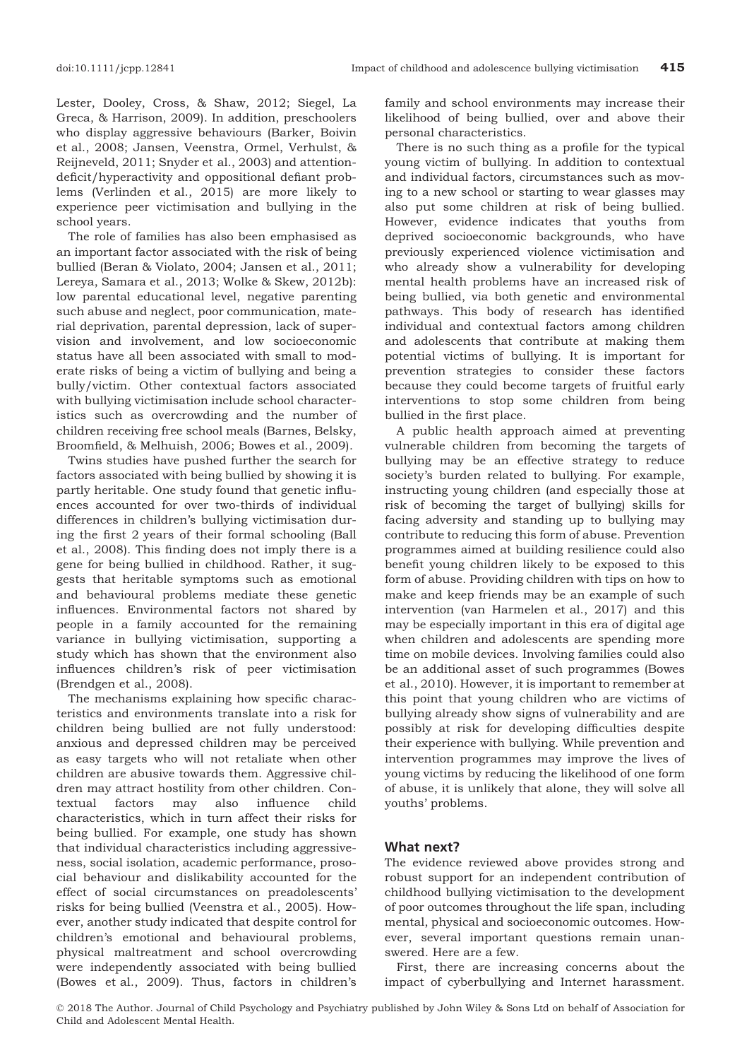Lester, Dooley, Cross, & Shaw, 2012; Siegel, La Greca, & Harrison, 2009). In addition, preschoolers who display aggressive behaviours (Barker, Boivin et al., 2008; Jansen, Veenstra, Ormel, Verhulst, & Reijneveld, 2011; Snyder et al., 2003) and attention-deficit/hyperactivity and oppositional defiant problems (Verlinden et al., 2015) are more likely to experience peer victimisation and bullying in the school years.

The role of families has also been emphasised as an important factor associated with the risk of being bullied (Beran & Violato, 2004; Jansen et al., 2011; Lereya, Samara et al., 2013; Wolke & Skew, 2012b): low parental educational level, negative parenting such abuse and neglect, poor communication, material deprivation, parental depression, lack of supervision and involvement, and low socioeconomic status have all been associated with small to moderate risks of being a victim of bullying and being a bully/victim. Other contextual factors associated with bullying victimisation include school characteristics such as overcrowding and the number of children receiving free school meals (Barnes, Belsky, Broomfield, & Melhuish, 2006; Bowes et al., 2009).

Twins studies have pushed further the search for factors associated with being bullied by showing it is partly heritable. One study found that genetic influences accounted for over two-thirds of individual differences in children's bullying victimisation during the first 2 years of their formal schooling (Ball et al., 2008). This finding does not imply there is a gene for being bullied in childhood. Rather, it suggests that heritable symptoms such as emotional and behavioural problems mediate these genetic influences. Environmental factors not shared by people in a family accounted for the remaining variance in bullying victimisation, supporting a study which has shown that the environment also influences children's risk of peer victimisation (Brendgen et al., 2008).

The mechanisms explaining how specific characteristics and environments translate into a risk for children being bullied are not fully understood: anxious and depressed children may be perceived as easy targets who will not retaliate when other children are abusive towards them. Aggressive children may attract hostility from other children. Contextual factors may also influence child characteristics, which in turn affect their risks for being bullied. For example, one study has shown that individual characteristics including aggressiveness, social isolation, academic performance, prosocial behaviour and dislikability accounted for the effect of social circumstances on preadolescents' risks for being bullied (Veenstra et al., 2005). However, another study indicated that despite control for children's emotional and behavioural problems, physical maltreatment and school overcrowding were independently associated with being bullied (Bowes et al., 2009). Thus, factors in children's family and school environments may increase their likelihood of being bullied, over and above their personal characteristics.

There is no such thing as a profile for the typical young victim of bullying. In addition to contextual and individual factors, circumstances such as moving to a new school or starting to wear glasses may also put some children at risk of being bullied. However, evidence indicates that youths from deprived socioeconomic backgrounds, who have previously experienced violence victimisation and who already show a vulnerability for developing mental health problems have an increased risk of being bullied, via both genetic and environmental pathways. This body of research has identified individual and contextual factors among children and adolescents that contribute at making them potential victims of bullying. It is important for prevention strategies to consider these factors because they could become targets of fruitful early interventions to stop some children from being bullied in the first place.

A public health approach aimed at preventing vulnerable children from becoming the targets of bullying may be an effective strategy to reduce society's burden related to bullying. For example, instructing young children (and especially those at risk of becoming the target of bullying) skills for facing adversity and standing up to bullying may contribute to reducing this form of abuse. Prevention programmes aimed at building resilience could also benefit young children likely to be exposed to this form of abuse. Providing children with tips on how to make and keep friends may be an example of such intervention (van Harmelen et al., 2017) and this may be especially important in this era of digital age when children and adolescents are spending more time on mobile devices. Involving families could also be an additional asset of such programmes (Bowes et al., 2010). However, it is important to remember at this point that young children who are victims of bullying already show signs of vulnerability and are possibly at risk for developing difficulties despite their experience with bullying. While prevention and intervention programmes may improve the lives of young victims by reducing the likelihood of one form of abuse, it is unlikely that alone, they will solve all youths' problems.

## What next?

The evidence reviewed above provides strong and robust support for an independent contribution of childhood bullying victimisation to the development of poor outcomes throughout the life span, including mental, physical and socioeconomic outcomes. However, several important questions remain unanswered. Here are a few.

First, there are increasing concerns about the impact of cyberbullying and Internet harassment.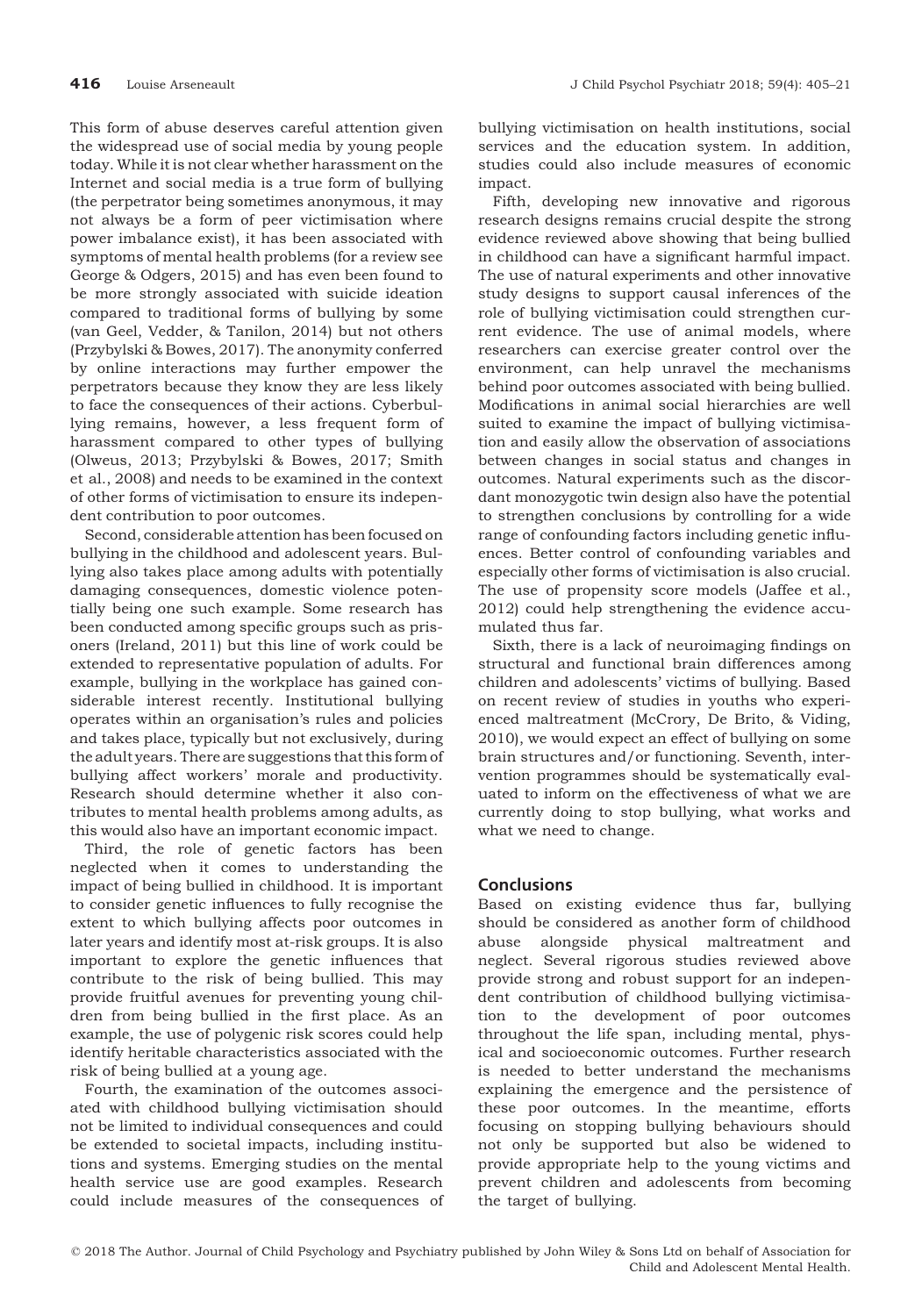This form of abuse deserves careful attention given the widespread use of social media by young people today. While it is not clear whether harassment on the Internet and social media is a true form of bullying (the perpetrator being sometimes anonymous, it may not always be a form of peer victimisation where power imbalance exist), it has been associated with symptoms of mental health problems (for a review see George & Odgers, 2015) and has even been found to be more strongly associated with suicide ideation compared to traditional forms of bullying by some (van Geel, Vedder, & Tanilon, 2014) but not others (Przybylski & Bowes, 2017). The anonymity conferred by online interactions may further empower the perpetrators because they know they are less likely to face the consequences of their actions. Cyberbullying remains, however, a less frequent form of harassment compared to other types of bullying (Olweus, 2013; Przybylski & Bowes, 2017; Smith et al., 2008) and needs to be examined in the context of other forms of victimisation to ensure its independent contribution to poor outcomes.

Second, considerable attention has been focused on bullying in the childhood and adolescent years. Bullying also takes place among adults with potentially damaging consequences, domestic violence potentially being one such example. Some research has been conducted among specific groups such as prisoners (Ireland, 2011) but this line of work could be extended to representative population of adults. For example, bullying in the workplace has gained considerable interest recently. Institutional bullying operates within an organisation's rules and policies and takes place, typically but not exclusively, during the adult years. There are suggestions that this form of bullying affect workers' morale and productivity. Research should determine whether it also contributes to mental health problems among adults, as this would also have an important economic impact.

Third, the role of genetic factors has been neglected when it comes to understanding the impact of being bullied in childhood. It is important to consider genetic influences to fully recognise the extent to which bullying affects poor outcomes in later years and identify most at-risk groups. It is also important to explore the genetic influences that contribute to the risk of being bullied. This may provide fruitful avenues for preventing young children from being bullied in the first place. As an example, the use of polygenic risk scores could help identify heritable characteristics associated with the risk of being bullied at a young age.

Fourth, the examination of the outcomes associated with childhood bullying victimisation should not be limited to individual consequences and could be extended to societal impacts, including institutions and systems. Emerging studies on the mental health service use are good examples. Research could include measures of the consequences of bullying victimisation on health institutions, social services and the education system. In addition, studies could also include measures of economic impact.

Fifth, developing new innovative and rigorous research designs remains crucial despite the strong evidence reviewed above showing that being bullied in childhood can have a significant harmful impact. The use of natural experiments and other innovative study designs to support causal inferences of the role of bullying victimisation could strengthen current evidence. The use of animal models, where researchers can exercise greater control over the environment, can help unravel the mechanisms behind poor outcomes associated with being bullied. Modifications in animal social hierarchies are well suited to examine the impact of bullying victimisation and easily allow the observation of associations between changes in social status and changes in outcomes. Natural experiments such as the discordant monozygotic twin design also have the potential to strengthen conclusions by controlling for a wide range of confounding factors including genetic influences. Better control of confounding variables and especially other forms of victimisation is also crucial. The use of propensity score models (Jaffee et al., 2012) could help strengthening the evidence accumulated thus far.

Sixth, there is a lack of neuroimaging findings on structural and functional brain differences among children and adolescents' victims of bullying. Based on recent review of studies in youths who experienced maltreatment (McCrory, De Brito, & Viding, 2010), we would expect an effect of bullying on some brain structures and/or functioning. Seventh, intervention programmes should be systematically evaluated to inform on the effectiveness of what we are currently doing to stop bullying, what works and what we need to change.

## Conclusions

Based on existing evidence thus far, bullying should be considered as another form of childhood abuse alongside physical maltreatment and neglect. Several rigorous studies reviewed above provide strong and robust support for an independent contribution of childhood bullying victimisation to the development of poor outcomes throughout the life span, including mental, physical and socioeconomic outcomes. Further research is needed to better understand the mechanisms explaining the emergence and the persistence of these poor outcomes. In the meantime, efforts focusing on stopping bullying behaviours should not only be supported but also be widened to provide appropriate help to the young victims and prevent children and adolescents from becoming the target of bullying.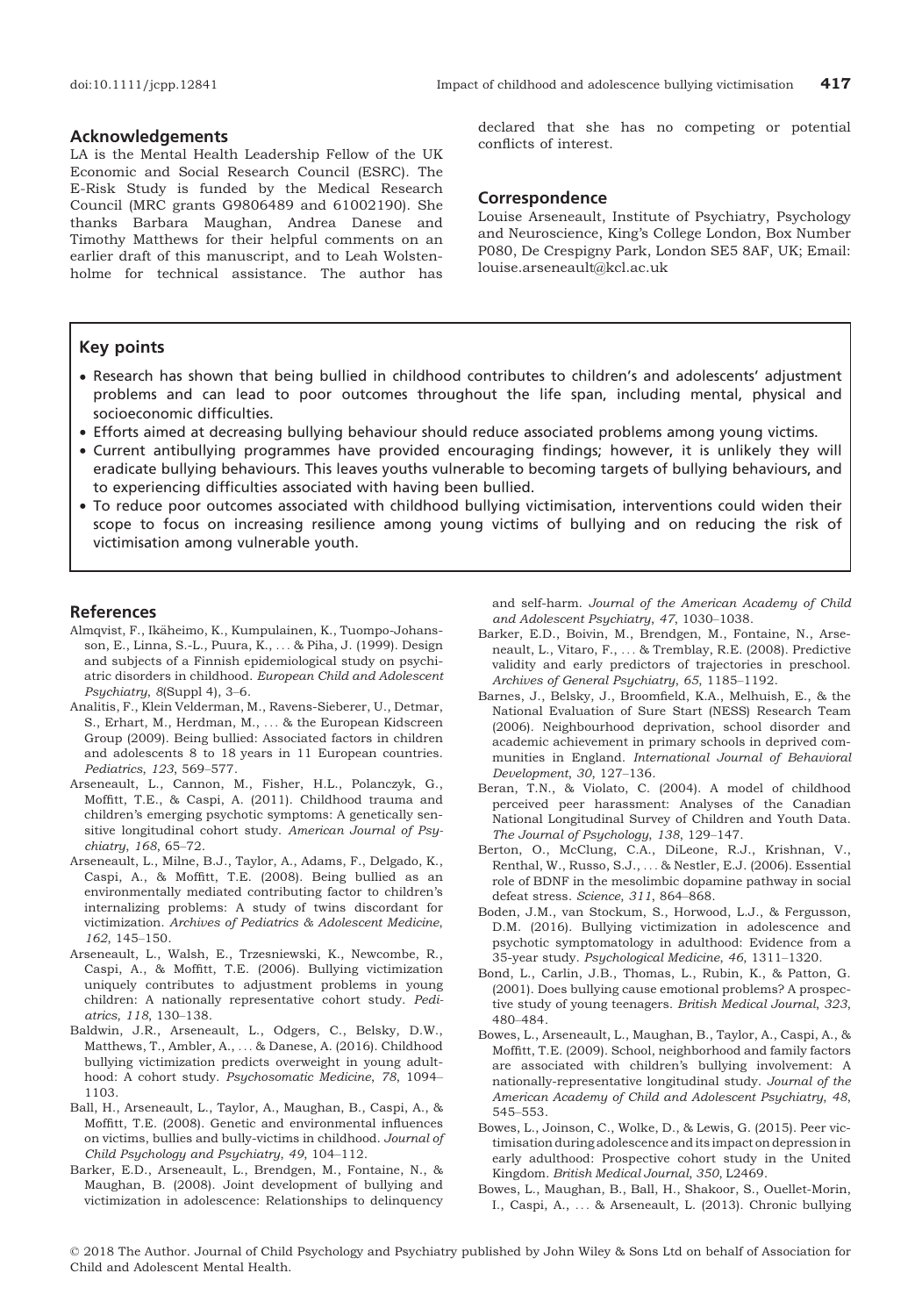## Acknowledgements

LA is the Mental Health Leadership Fellow of the UK Economic and Social Research Council (ESRC). The E-Risk Study is funded by the Medical Research Council (MRC grants G9806489 and 61002190). She thanks Barbara Maughan, Andrea Danese and Timothy Matthews for their helpful comments on an earlier draft of this manuscript, and to Leah Wolstenholme for technical assistance. The author has declared that she has no competing or potential conflicts of interest.

## Correspondence

Louise Arseneault, Institute of Psychiatry, Psychology and Neuroscience, King's College London, Box Number P080, De Crespigny Park, London SE5 8AF, UK; Email: louise.arseneault@kcl.ac.uk

## Key points

- Research has shown that being bullied in childhood contributes to children's and adolescents' adjustment problems and can lead to poor outcomes throughout the life span, including mental, physical and socioeconomic difficulties.
- Efforts aimed at decreasing bullying behaviour should reduce associated problems among young victims.
- Current antibullying programmes have provided encouraging findings; however, it is unlikely they will eradicate bullying behaviours. This leaves youths vulnerable to becoming targets of bullying behaviours, and to experiencing difficulties associated with having been bullied.
- To reduce poor outcomes associated with childhood bullying victimisation, interventions could widen their scope to focus on increasing resilience among young victims of bullying and on reducing the risk of victimisation among vulnerable youth.

## References

Almqvist, F., Ikäheimo, K., Kumpulainen, K., Tuompo-Johansson, E., Linna, S.-L., Puura, K., ... & Piha, J. (1999). Design and subjects of a Finnish epidemiological study on psychiatric disorders in childhood. *European Child and Adolescent Psychiatry*, *8*(Suppl 4), 3–6.

Analitis, F., Klein Velderman, M., Ravens-Sieberer, U., Detmar, S., Erhart, M., Herdman, M., ... & the European Kidscreen Group (2009). Being bullied: Associated factors in children and adolescents 8 to 18 years in 11 European countries. *Pediatrics*, *123*, 569–577.

Arseneault, L., Cannon, M., Fisher, H.L., Polanczyk, G., Moffitt, T.E., & Caspi, A. (2011). Childhood trauma and children's emerging psychotic symptoms: A genetically sensitive longitudinal cohort study. *American Journal of Psychiatry*, *168*, 65–72.

Arseneault, L., Milne, B.J., Taylor, A., Adams, F., Delgado, K., Caspi, A., & Moffitt, T.E. (2008). Being bullied as an environmentally mediated contributing factor to children's internalizing problems: A study of twins discordant for victimization. *Archives of Pediatrics & Adolescent Medicine*, *162*, 145–150.

Arseneault, L., Walsh, E., Trzesniewski, K., Newcombe, R., Caspi, A., & Moffitt, T.E. (2006). Bullying victimization uniquely contributes to adjustment problems in young children: A nationally representative cohort study. *Pediatrics*, *118*, 130–138.

Baldwin, J.R., Arseneault, L., Odgers, C., Belsky, D.W., Matthews, T., Ambler, A., ... & Danese, A. (2016). Childhood bullying victimization predicts overweight in young adulthood: A cohort study. *Psychosomatic Medicine*, *78*, 1094–1103.

Ball, H., Arseneault, L., Taylor, A., Maughan, B., Caspi, A., & Moffitt, T.E. (2008). Genetic and environmental influences on victims, bullies and bully-victims in childhood. *Journal of Child Psychology and Psychiatry*, *49*, 104–112.

Barker, E.D., Arseneault, L., Brendgen, M., Fontaine, N., & Maughan, B. (2008). Joint development of bullying and victimization in adolescence: Relationships to delinquency and self-harm. *Journal of the American Academy of Child and Adolescent Psychiatry*, *47*, 1030–1038.

Barker, E.D., Boivin, M., Brendgen, M., Fontaine, N., Arseneault, L., Vitaro, F., ... & Tremblay, R.E. (2008). Predictive validity and early predictors of trajectories in preschool. *Archives of General Psychiatry*, *65*, 1185–1192.

Barnes, J., Belsky, J., Broomfield, K.A., Melhuish, E., & the National Evaluation of Sure Start (NESS) Research Team (2006). Neighbourhood deprivation, school disorder and academic achievement in primary schools in deprived communities in England. *International Journal of Behavioral Development*, *30*, 127–136.

Beran, T.N., & Violato, C. (2004). A model of childhood perceived peer harassment: Analyses of the Canadian National Longitudinal Survey of Children and Youth Data. *The Journal of Psychology*, *138*, 129–147.

Berton, O., McClung, C.A., DiLeone, R.J., Krishnan, V., Renthal, W., Russo, S.J., ... & Nestler, E.J. (2006). Essential role of BDNF in the mesolimbic dopamine pathway in social defeat stress. *Science*, *311*, 864–868.

Boden, J.M., van Stockum, S., Horwood, L.J., & Fergusson, D.M. (2016). Bullying victimization in adolescence and psychotic symptomatology in adulthood: Evidence from a 35-year study. *Psychological Medicine*, *46*, 1311–1320.

Bond, L., Carlin, J.B., Thomas, L., Rubin, K., & Patton, G. (2001). Does bullying cause emotional problems? A prospective study of young teenagers. *British Medical Journal*, *323*, 480–484.

Bowes, L., Arseneault, L., Maughan, B., Taylor, A., Caspi, A., & Moffitt, T.E. (2009). School, neighborhood and family factors are associated with children's bullying involvement: A nationally-representative longitudinal study. *Journal of the American Academy of Child and Adolescent Psychiatry*, *48*, 545–553.

Bowes, L., Joinson, C., Wolke, D., & Lewis, G. (2015). Peer victimisation during adolescence and its impact on depression in early adulthood: Prospective cohort study in the United Kingdom. *British Medical Journal*, *350*, L2469.

Bowes, L., Maughan, B., Ball, H., Shakoor, S., Ouellet-Morin, I., Caspi, A., ... & Arseneault, L. (2013). Chronic bullying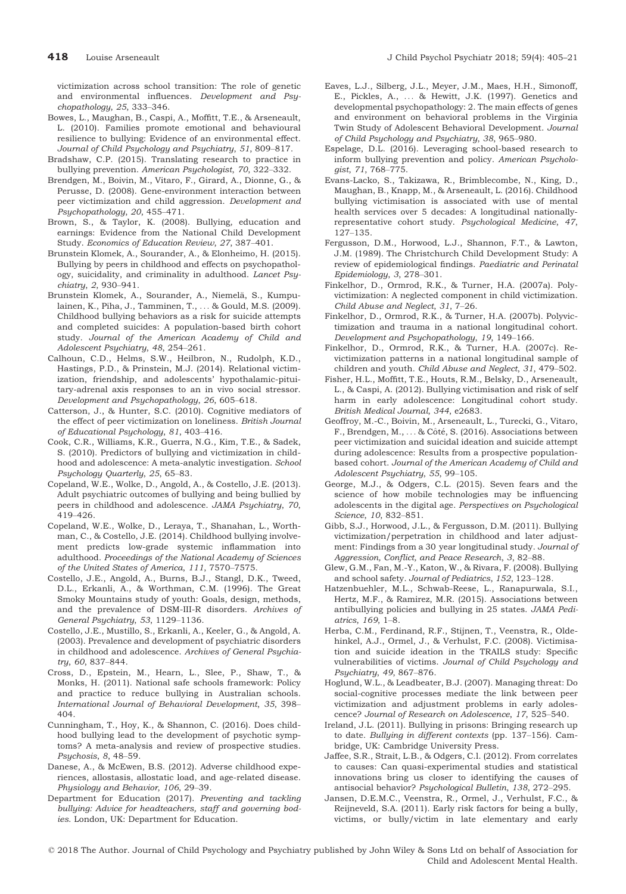victimization across school transition: The role of genetic and environmental influences. *Development and Psychopathology*, *25*, 333–346.

Bowes, L., Maughan, B., Caspi, A., Moffitt, T.E., & Arseneault, L. (2010). Families promote emotional and behavioural resilience to bullying: Evidence of an environmental effect. *Journal of Child Psychology and Psychiatry*, *51*, 809–817.

Bradshaw, C.P. (2015). Translating research to practice in bullying prevention. *American Psychologist*, *70*, 322–332.

Brendgen, M., Boivin, M., Vitaro, F., Girard, A., Dionne, G., & Perusse, D. (2008). Gene-environment interaction between peer victimization and child aggression. *Development and Psychopathology*, *20*, 455–471.

Brown, S., & Taylor, K. (2008). Bullying, education and earnings: Evidence from the National Child Development Study. *Economics of Education Review*, *27*, 387–401.

Brunstein Klomek, A., Sourander, A., & Elonheimo, H. (2015). Bullying by peers in childhood and effects on psychopathology, suicidality, and criminality in adulthood. *Lancet Psychiatry*, *2*, 930–941.

Brunstein Klomek, A., Sourander, A., Niemelä, S., Kumpulainen, K., Piha, J., Tamminen, T., ... & Gould, M.S. (2009). Childhood bullying behaviors as a risk for suicide attempts and completed suicides: A population-based birth cohort study. *Journal of the American Academy of Child and Adolescent Psychiatry*, *48*, 254–261.

Calhoun, C.D., Helms, S.W., Heilbron, N., Rudolph, K.D., Hastings, P.D., & Prinstein, M.J. (2014). Relational victimization, friendship, and adolescents' hypothalamic-pituitary-adrenal axis responses to an in vivo social stressor. *Development and Psychopathology*, *26*, 605–618.

Catterson, J., & Hunter, S.C. (2010). Cognitive mediators of the effect of peer victimization on loneliness. *British Journal of Educational Psychology*, *81*, 403–416.

Cook, C.R., Williams, K.R., Guerra, N.G., Kim, T.E., & Sadek, S. (2010). Predictors of bullying and victimization in childhood and adolescence: A meta-analytic investigation. *School Psychology Quarterly*, *25*, 65–83.

Copeland, W.E., Wolke, D., Angold, A., & Costello, J.E. (2013). Adult psychiatric outcomes of bullying and being bullied by peers in childhood and adolescence. *JAMA Psychiatry*, *70*, 419–426.

Copeland, W.E., Wolke, D., Leraya, T., Shanahan, L., Worthman, C., & Costello, J.E. (2014). Childhood bullying involvement predicts low-grade systemic inflammation into adulthood. *Proceedings of the National Academy of Sciences of the United States of America*, *111*, 7570–7575.

Costello, J.E., Angold, A., Burns, B.J., Stangl, D.K., Tweed, D.L., Erkanli, A., & Worthman, C.M. (1996). The Great Smoky Mountains study of youth: Goals, design, methods, and the prevalence of DSM-III-R disorders. *Archives of General Psychiatry*, *53*, 1129–1136.

Costello, J.E., Mustillo, S., Erkanli, A., Keeler, G., & Angold, A. (2003). Prevalence and development of psychiatric disorders in childhood and adolescence. *Archives of General Psychiatry*, *60*, 837–844.

Cross, D., Epstein, M., Hearn, L., Slee, P., Shaw, T., & Monks, H. (2011). National safe schools framework: Policy and practice to reduce bullying in Australian schools. *International Journal of Behavioral Development*, *35*, 398–404.

Cunningham, T., Hoy, K., & Shannon, C. (2016). Does childhood bullying lead to the development of psychotic symptoms? A meta-analysis and review of prospective studies. *Psychosis*, *8*, 48–59.

Danese, A., & McEwen, B.S. (2012). Adverse childhood experiences, allostasis, allostatic load, and age-related disease. *Physiology and Behavior*, *106*, 29–39.

Department for Education (2017). *Preventing and tackling bullying: Advice for headteachers, staff and governing bodies.* London, UK: Department for Education.

Eaves, L.J., Silberg, J.L., Meyer, J.M., Maes, H.H., Simonoff, E., Pickles, A., ... & Hewitt, J.K. (1997). Genetics and developmental psychopathology: 2. The main effects of genes and environment on behavioral problems in the Virginia Twin Study of Adolescent Behavioral Development. *Journal of Child Psychology and Psychiatry*, *38*, 965–980.

Espelage, D.L. (2016). Leveraging school-based research to inform bullying prevention and policy. *American Psychologist*, *71*, 768–775.

Evans-Lacko, S., Takizawa, R., Brimblecombe, N., King, D., Maughan, B., Knapp, M., & Arseneault, L. (2016). Childhood bullying victimisation is associated with use of mental health services over 5 decades: A longitudinal nationally-representative cohort study. *Psychological Medicine*, *47*, 127–135.

Fergusson, D.M., Horwood, L.J., Shannon, F.T., & Lawton, J.M. (1989). The Christchurch Child Development Study: A review of epidemiological findings. *Paediatric and Perinatal Epidemiology*, *3*, 278–301.

Finkelhor, D., Ormrod, R.K., & Turner, H.A. (2007a). Poly-victimization: A neglected component in child victimization. *Child Abuse and Neglect*, *31*, 7–26.

Finkelhor, D., Ormrod, R.K., & Turner, H.A. (2007b). Polyvictimization and trauma in a national longitudinal cohort. *Development and Psychopathology*, *19*, 149–166.

Finkelhor, D., Ormrod, R.K., & Turner, H.A. (2007c). Re-victimization patterns in a national longitudinal sample of children and youth. *Child Abuse and Neglect*, *31*, 479–502.

Fisher, H.L., Moffitt, T.E., Houts, R.M., Belsky, D., Arseneault, L., & Caspi, A. (2012). Bullying victimisation and risk of self harm in early adolescence: Longitudinal cohort study. *British Medical Journal*, *344*, e2683.

Geoffroy, M.-C., Boivin, M., Arseneault, L., Turecki, G., Vitaro, F., Brendgen, M., ... & Côté, S. (2016). Associations between peer victimization and suicidal ideation and suicide attempt during adolescence: Results from a prospective population-based cohort. *Journal of the American Academy of Child and Adolescent Psychiatry*, *55*, 99–105.

George, M.J., & Odgers, C.L. (2015). Seven fears and the science of how mobile technologies may be influencing adolescents in the digital age. *Perspectives on Psychological Science*, *10*, 832–851.

Gibb, S.J., Horwood, J.L., & Fergusson, D.M. (2011). Bullying victimization/perpetration in childhood and later adjustment: Findings from a 30 year longitudinal study. *Journal of Aggression, Conflict, and Peace Research*, *3*, 82–88.

Glew, G.M., Fan, M.-Y., Katon, W., & Rivara, F. (2008). Bullying and school safety. *Journal of Pediatrics*, *152*, 123–128.

Hatzenbuehler, M.L., Schwab-Reese, L., Ranapurwala, S.I., Hertz, M.F., & Ramirez, M.R. (2015). Associations between antibullying policies and bullying in 25 states. *JAMA Pediatrics*, *169*, 1–8.

Herba, C.M., Ferdinand, R.F., Stijnen, T., Veenstra, R., Oldehinkel, A.J., Ormel, J., & Verhulst, F.C. (2008). Victimisation and suicide ideation in the TRAILS study: Specific vulnerabilities of victims. *Journal of Child Psychology and Psychiatry*, *49*, 867–876.

Hoglund, W.L., & Leadbeater, B.J. (2007). Managing threat: Do social-cognitive processes mediate the link between peer victimization and adjustment problems in early adolescence? *Journal of Research on Adolescence*, *17*, 525–540.

Ireland, J.L. (2011). Bullying in prisons: Bringing research up to date. *Bullying in different contexts* (pp. 137–156). Cambridge, UK: Cambridge University Press.

Jaffee, S.R., Strait, L.B., & Odgers, C.l. (2012). From correlates to causes: Can quasi-experimental studies and statistical innovations bring us closer to identifying the causes of antisocial behavior? *Psychological Bulletin*, *138*, 272–295.

Jansen, D.E.M.C., Veenstra, R., Ormel, J., Verhulst, F.C., & Reijneveld, S.A. (2011). Early risk factors for being a bully, victims, or bully/victim in late elementary and early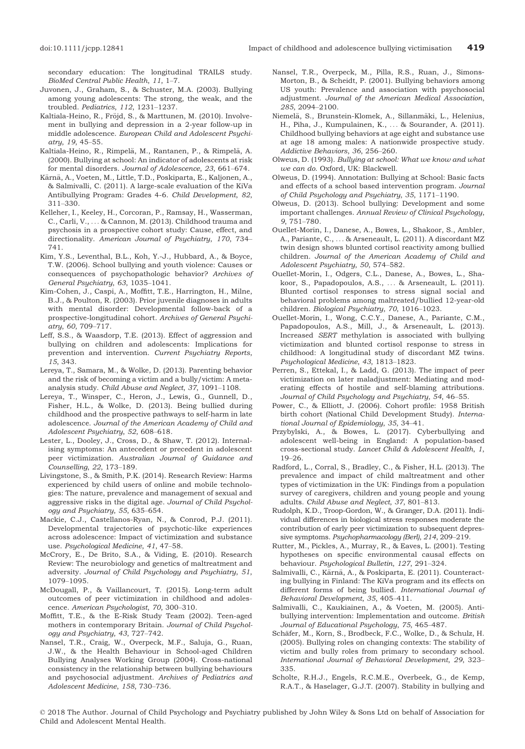secondary education: The longitudinal TRAILS study. *BioMed Central Public Health*, *11*, 1–7.

Juvonen, J., Graham, S., & Schuster, M.A. (2003). Bullying among young adolescents: The strong, the weak, and the troubled. *Pediatrics*, *112*, 1231–1237.

Kaltiala-Heino, R., Fröjd, S., & Marttunen, M. (2010). Involvement in bullying and depression in a 2-year follow-up in middle adolescence. *European Child and Adolescent Psychiatry*, *19*, 45–55.

Kaltiala-Heino, R., Rimpelä, M., Rantanen, P., & Rimpelä, A. (2000). Bullying at school: An indicator of adolescents at risk for mental disorders. *Journal of Adolescence*, *23*, 661–674.

Kärnä, A., Voeten, M., Little, T.D., Poskiparta, E., Kaljonen, A., & Salmivalli, C. (2011). A large-scale evaluation of the KiVa Antibullying Program: Grades 4-6. *Child Development*, *82*, 311–330.

Kelleher, I., Keeley, H., Corcoran, P., Ramsay, H., Wasserman, C., Carli, V., … & Cannon, M. (2013). Childhood trauma and psychosis in a prospective cohort study: Cause, effect, and directionality. *American Journal of Psychiatry*, *170*, 734–741.

Kim, Y.S., Leventhal, B.L., Koh, Y.-J., Hubbard, A., & Boyce, T.W. (2006). School bullying and youth violence: Causes or consequences of psychopathologic behavior? *Archives of General Psychiatry*, *63*, 1035–1041.

Kim-Cohen, J., Caspi, A., Moffitt, T.E., Harrington, H., Milne, B.J., & Poulton, R. (2003). Prior juvenile diagnoses in adults with mental disorder: Developmental follow-back of a prospective-longitudinal cohort. *Archives of General Psychiatry*, *60*, 709–717.

Leff, S.S., & Waasdorp, T.E. (2013). Effect of aggression and bullying on children and adolescents: Implications for prevention and intervention. *Current Psychiatry Reports*, *15*, 343.

Lereya, T., Samara, M., & Wolke, D. (2013). Parenting behavior and the risk of becoming a victim and a bully/victim: A meta-analysis study. *Child Abuse and Neglect*, *37*, 1091–1108.

Lereya, T., Winsper, C., Heron, J., Lewis, G., Gunnell, D., Fisher, H.L., & Wolke, D. (2013). Being bullied during childhood and the prospective pathways to self-harm in late adolescence. *Journal of the American Academy of Child and Adolescent Psychiatry*, *52*, 608–618.

Lester, L., Dooley, J., Cross, D., & Shaw, T. (2012). Internalising symptoms: An antecedent or precedent in adolescent peer victimization. *Australian Journal of Guidance and Counselling*, *22*, 173–189.

Livingstone, S., & Smith, P.K. (2014). Research Review: Harms experienced by child users of online and mobile technologies: The nature, prevalence and management of sexual and aggressive risks in the digital age. *Journal of Child Psychology and Psychiatry*, *55*, 635–654.

Mackie, C.J., Castellanos-Ryan, N., & Conrod, P.J. (2011). Developmental trajectories of psychotic-like experiences across adolescence: Impact of victimization and substance use. *Psychological Medicine*, *41*, 47–58.

McCrory, E., De Brito, S.A., & Viding, E. (2010). Research Review: The neurobiology and genetics of maltreatment and adversity. *Journal of Child Psychology and Psychiatry*, *51*, 1079–1095.

McDougall, P., & Vaillancourt, T. (2015). Long-term adult outcomes of peer victimization in childhood and adolescence. *American Psychologist*, *70*, 300–310.

Moffitt, T.E., & the E-Risk Study Team (2002). Teen-aged mothers in contemporary Britain. *Journal of Child Psychology and Psychiatry*, *43*, 727–742.

Nansel, T.R., Craig, W., Overpeck, M.F., Saluja, G., Ruan, J.W., & the Health Behaviour in School-aged Children Bullying Analyses Working Group (2004). Cross-national consistency in the relationship between bullying behaviours and psychosocial adjustment. *Archives of Pediatrics and Adolescent Medicine*, *158*, 730–736.

Nansel, T.R., Overpeck, M., Pilla, R.S., Ruan, J., Simons-Morton, B., & Scheidt, P. (2001). Bullying behaviors among US youth: Prevalence and association with psychosocial adjustment. *Journal of the American Medical Association*, *285*, 2094–2100.

Niemelä, S., Brunstein-Klomek, A., Sillanmäki, L., Helenius, H., Piha, J., Kumpulainen, K., … & Sourander, A. (2011). Childhood bullying behaviors at age eight and substance use at age 18 among males: A nationwide prospective study. *Addictive Behaviors*, *36*, 256–260.

Olweus, D. (1993). *Bullying at school: What we know and what we can do*. Oxford, UK: Blackwell.

Olweus, D. (1994). Annotation: Bullying at School: Basic facts and effects of a school based intervention program. *Journal of Child Psychology and Psychiatry*, *35*, 1171–1190.

Olweus, D. (2013). School bullying: Development and some important challenges. *Annual Review of Clinical Psychology*, *9*, 751–780.

Ouellet-Morin, I., Danese, A., Bowes, L., Shakoor, S., Ambler, A., Pariante, C., … & Arseneault, L. (2011). A discordant MZ twin design shows blunted cortisol reactivity among bullied children. *Journal of the American Academy of Child and Adolescent Psychiatry*, *50*, 574–582.

Ouellet-Morin, I., Odgers, C.L., Danese, A., Bowes, L., Shakoor, S., Papadopoulos, A.S., … & Arseneault, L. (2011). Blunted cortisol responses to stress signal social and behavioral problems among maltreated/bullied 12-year-old children. *Biological Psychiatry*, *70*, 1016–1023.

Ouellet-Morin, I., Wong, C.C.Y., Danese, A., Pariante, C.M., Papadopoulos, A.S., Mill, J., & Arseneault, L. (2013). Increased *SERT* methylation is associated with bullying victimization and blunted cortisol response to stress in childhood: A longitudinal study of discordant MZ twins. *Psychological Medicine*, *43*, 1813–1823.

Perren, S., Ettekal, I., & Ladd, G. (2013). The impact of peer victimization on later maladjustment: Mediating and moderating effects of hostile and self-blaming attributions. *Journal of Child Psychology and Psychiatry*, *54*, 46–55.

Power, C., & Elliott, J. (2006). Cohort profile: 1958 British birth cohort (National Child Development Study). *International Journal of Epidemiology*, *35*, 34–41.

Przybylski, A., & Bowes, L. (2017). Cyberbullying and adolescent well-being in England: A population-based cross-sectional study. *Lancet Child & Adolescent Health*, *1*, 19–26.

Radford, L., Corral, S., Bradley, C., & Fisher, H.L. (2013). The prevalence and impact of child maltreatment and other types of victimization in the UK: Findings from a population survey of caregivers, children and young people and young adults. *Child Abuse and Neglect*, *37*, 801–813.

Rudolph, K.D., Troop-Gordon, W., & Granger, D.A. (2011). Individual differences in biological stress responses moderate the contribution of early peer victimization to subsequent depressive symptoms. *Psychopharmacology (Berl)*, *214*, 209–219.

Rutter, M., Pickles, A., Murray, R., & Eaves, L. (2001). Testing hypotheses on specific environmental causal effects on behaviour. *Psychological Bulletin*, *127*, 291–324.

Salmivalli, C., Kärnä, A., & Poskiparta, E. (2011). Counteracting bullying in Finland: The KiVa program and its effects on different forms of being bullied. *International Journal of Behavioral Development*, *35*, 405–411.

Salmivalli, C., Kaukiainen, A., & Voeten, M. (2005). Anti-bullying intervention: Implementation and outcome. *British Journal of Educational Psychology*, *75*, 465–487.

Schäfer, M., Korn, S., Brodbeck, F.C., Wolke, D., & Schulz, H. (2005). Bullying roles on changing contexts: The stability of victim and bully roles from primary to secondary school. *International Journal of Behavioral Development*, *29*, 323–335.

Scholte, R.H.J., Engels, R.C.M.E., Overbeek, G., de Kemp, R.A.T., & Haselager, G.J.T. (2007). Stability in bullying and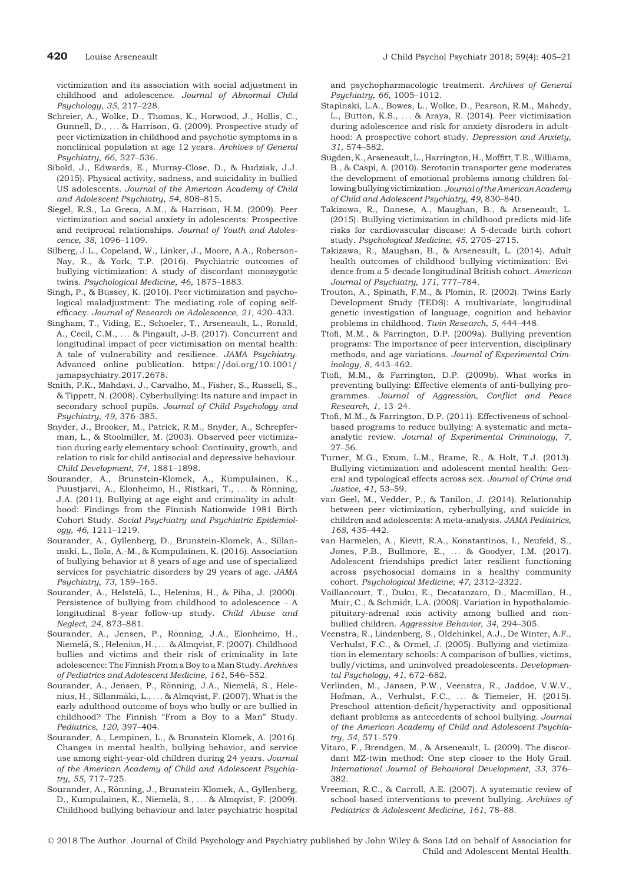victimization and its association with social adjustment in childhood and adolescence. *Journal of Abnormal Child Psychology*, *35*, 217–228.

Schreier, A., Wolke, D., Thomas, K., Horwood, J., Hollis, C., Gunnell, D., ... & Harrison, G. (2009). Prospective study of peer victimization in childhood and psychotic symptoms in a nonclinical population at age 12 years. *Archives of General Psychiatry*, *66*, 527–536.

Sibold, J., Edwards, E., Murray-Close, D., & Hudziak, J.J. (2015). Physical activity, sadness, and suicidality in bullied US adolescents. *Journal of the American Academy of Child and Adolescent Psychiatry*, *54*, 808–815.

Siegel, R.S., La Greca, A.M., & Harrison, H.M. (2009). Peer victimization and social anxiety in adolescents: Prospective and reciprocal relationships. *Journal of Youth and Adolescence*, *38*, 1096–1109.

Silberg, J.L., Copeland, W., Linker, J., Moore, A.A., Roberson-Nay, R., & York, T.P. (2016). Psychiatric outcomes of bullying victimization: A study of discordant monozygotic twins. *Psychological Medicine*, *46*, 1875–1883.

Singh, P., & Bussey, K. (2010). Peer victimization and psychological maladjustment: The mediating role of coping self-efficacy. *Journal of Research on Adolescence*, *21*, 420–433.

Singham, T., Viding, E., Schoeler, T., Arseneault, L., Ronald, A., Cecil, C.M., ... & Pingault, J-B. (2017). Concurrent and longitudinal impact of peer victimisation on mental health: A tale of vulnerability and resilience. *JAMA Psychiatry*. Advanced online publication. https://doi.org/10.1001/jamapsychiatry.2017.2678.

Smith, P.K., Mahdavi, J., Carvalho, M., Fisher, S., Russell, S., & Tippett, N. (2008). Cyberbullying: Its nature and impact in secondary school pupils. *Journal of Child Psychology and Psychiatry*, *49*, 376–385.

Snyder, J., Brooker, M., Patrick, R.M., Snyder, A., Schrepferman, L., & Stoolmiller, M. (2003). Observed peer victimization during early elementary school: Continuity, growth, and relation to risk for child antisocial and depressive behaviour. *Child Development*, *74*, 1881–1898.

Sourander, A., Brunstein-Klomek, A., Kumpulainen, K., Puustjarvi, A., Elonheimo, H., Ristkari, T., ... & Rönning, J.A. (2011). Bullying at age eight and criminality in adulthood: Findings from the Finnish Nationwide 1981 Birth Cohort Study. *Social Psychiatry and Psychiatric Epidemiology*, *46*, 1211–1219.

Sourander, A., Gyllenberg, D., Brunstein-Klomek, A., Sillanmaki, L., Ilola, A.-M., & Kumpulainen, K. (2016). Association of bullying behavior at 8 years of age and use of specialized services for psychiatric disorders by 29 years of age. *JAMA Psychiatry*, *73*, 159–165.

Sourander, A., Helstelä, L., Helenius, H., & Piha, J. (2000). Persistence of bullying from childhood to adolescence – A longitudinal 8-year follow-up study. *Child Abuse and Neglect*, *24*, 873–881.

Sourander, A., Jensen, P., Rönning, J.A., Elonheimo, H., Niemelä, S., Helenius, H., ... & Almqvist, F. (2007). Childhood bullies and victims and their risk of criminality in late adolescence: The Finnish From a Boy to a Man Study. *Archives of Pediatrics and Adolescent Medicine*, *161*, 546–552.

Sourander, A., Jensen, P., Rönning, J.A., Niemelä, S., Helenius, H., Sillanmäki, L., ... & Almqvist, F. (2007). What is the early adulthood outcome of boys who bully or are bullied in childhood? The Finnish "From a Boy to a Man" Study. *Pediatrics*, *120*, 397–404.

Sourander, A., Lempinen, L., & Brunstein Klomek, A. (2016). Changes in mental health, bullying behavior, and service use among eight-year-old children during 24 years. *Journal of the American Academy of Child and Adolescent Psychiatry*, *55*, 717–725.

Sourander, A., Rönning, J., Brunstein-Klomek, A., Gyllenberg, D., Kumpulainen, K., Niemelä, S., ... & Almqvist, F. (2009). Childhood bullying behaviour and later psychiatric hospital and psychopharmacologic treatment. *Archives of General Psychiatry*, *66*, 1005–1012.

Stapinski, L.A., Bowes, L., Wolke, D., Pearson, R.M., Mahedy, L., Button, K.S., ... & Araya, R. (2014). Peer victimization during adolescence and risk for anxiety disroders in adulthood: A prospective cohort study. *Depression and Anxiety*, *31*, 574–582.

Sugden, K., Arseneault, L., Harrington, H., Moffitt, T.E., Williams, B., & Caspi, A. (2010). Serotonin transporter gene moderates the development of emotional problems among children following bullying victimization. *Journal of the American Academy of Child and Adolescent Psychiatry*, *49*, 830–840.

Takizawa, R., Danese, A., Maughan, B., & Arseneault, L. (2015). Bullying victimization in childhood predicts mid-life risks for cardiovascular disease: A 5-decade birth cohort study. *Psychological Medicine*, *45*, 2705–2715.

Takizawa, R., Maughan, B., & Arseneault, L. (2014). Adult health outcomes of childhood bullying victimization: Evidence from a 5-decade longitudinal British cohort. *American Journal of Psychiatry*, *171*, 777–784.

Trouton, A., Spinath, F.M., & Plomin, R. (2002). Twins Early Development Study (TEDS): A multivariate, longitudinal genetic investigation of language, cognition and behavior problems in childhood. *Twin Research*, *5*, 444–448.

Ttofi, M.M., & Farrington, D.P. (2009a). Bullying prevention programs: The importance of peer intervention, disciplinary methods, and age variations. *Journal of Experimental Criminology*, *8*, 443–462.

Ttofi, M.M., & Farrington, D.P. (2009b). What works in preventing bullying: Effective elements of anti-bullying programmes. *Journal of Aggression, Conflict and Peace Research*, *1*, 13–24.

Ttofi, M.M., & Farrington, D.P. (2011). Effectiveness of school-based programs to reduce bullying: A systematic and meta-analytic review. *Journal of Experimental Criminology*, *7*, 27–56.

Turner, M.G., Exum, L.M., Brame, R., & Holt, T.J. (2013). Bullying victimization and adolescent mental health: General and typological effects across sex. *Journal of Crime and Justice*, *41*, 53–59.

van Geel, M., Vedder, P., & Tanilon, J. (2014). Relationship between peer victimization, cyberbullying, and suicide in children and adolescents: A meta-analysis. *JAMA Pediatrics*, *168*, 435–442.

van Harmelen, A., Kievit, R.A., Konstantinos, I., Neufeld, S., Jones, P.B., Bullmore, E., ... & Goodyer, I.M. (2017). Adolescent friendships predict later resilient functioning across psychosocial domains in a healthy community cohort. *Psychological Medicine*, *47*, 2312–2322.

Vaillancourt, T., Duku, E., Decatanzaro, D., Macmillan, H., Muir, C., & Schmidt, L.A. (2008). Variation in hypothalamic-pituitary-adrenal axis activity among bullied and non-bullied children. *Aggressive Behavior*, *34*, 294–305.

Veenstra, R., Lindenberg, S., Oldehinkel, A.J., De Winter, A.F., Verhulst, F.C., & Ormel, J. (2005). Bullying and victimization in elementary schools: A comparison of bullies, victims, bully/victims, and uninvolved preadolescents. *Developmental Psychology*, *41*, 672–682.

Verlinden, M., Jansen, P.W., Veenstra, R., Jaddoe, V.W.V., Hofman, A., Verhulst, F.C., ... & Tiemeier, H. (2015). Preschool attention-deficit/hyperactivity and oppositional defiant problems as antecedents of school bullying. *Journal of the American Academy of Child and Adolescent Psychiatry*, *54*, 571–579.

Vitaro, F., Brendgen, M., & Arseneault, L. (2009). The discordant MZ-twin method: One step closer to the Holy Grail. *International Journal of Behavioral Development*, *33*, 376–382.

Vreeman, R.C., & Carroll, A.E. (2007). A systematic review of school-based interventions to prevent bullying. *Archives of Pediatrics & Adolescent Medicine*, *161*, 78–88.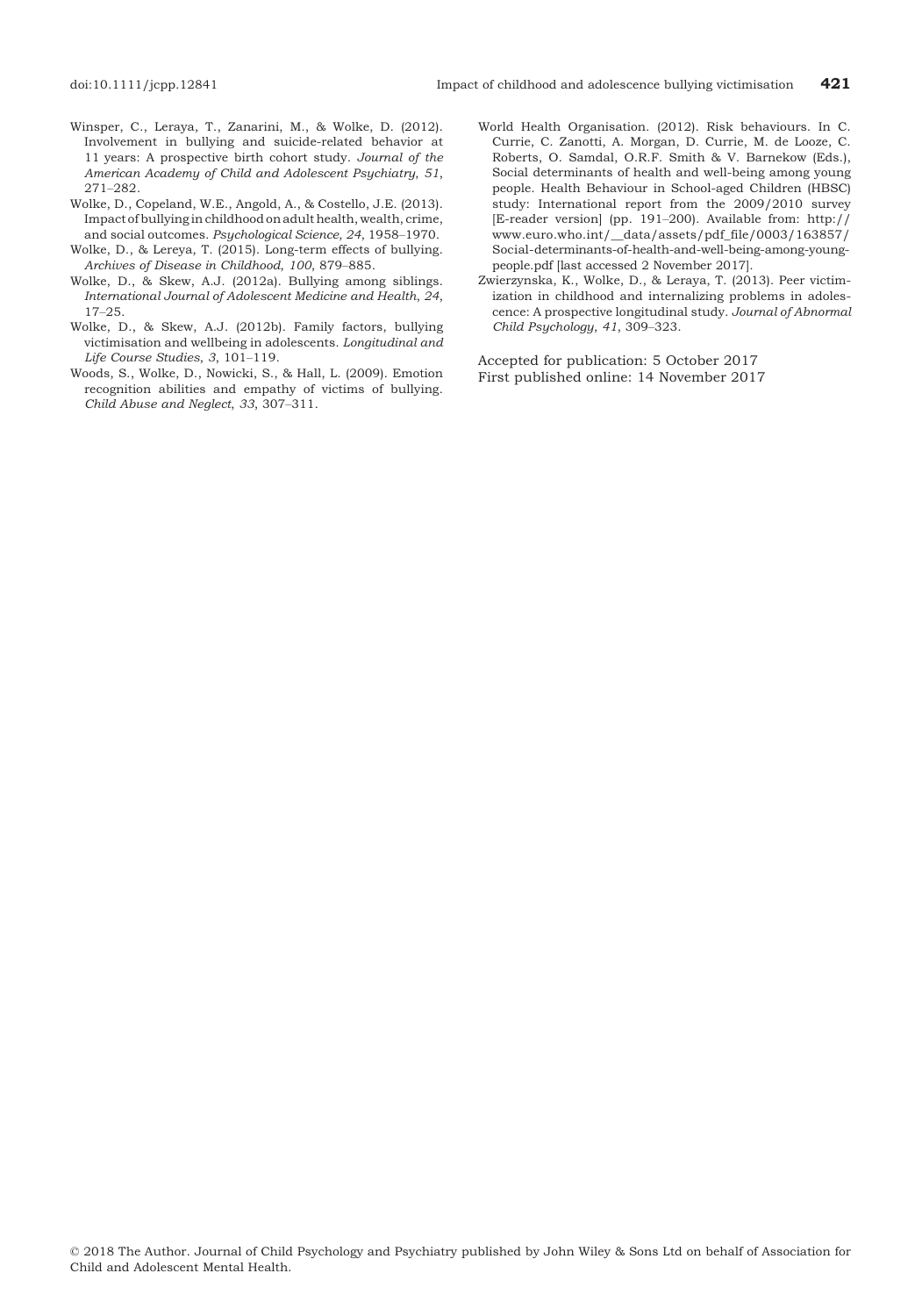Winsper, C., Leraya, T., Zanarini, M., & Wolke, D. (2012). Involvement in bullying and suicide-related behavior at 11 years: A prospective birth cohort study. *Journal of the American Academy of Child and Adolescent Psychiatry*, *51*, 271–282.

Wolke, D., Copeland, W.E., Angold, A., & Costello, J.E. (2013). Impact of bullying in childhood on adult health, wealth, crime, and social outcomes. *Psychological Science*, *24*, 1958–1970.

Wolke, D., & Lereya, T. (2015). Long-term effects of bullying. *Archives of Disease in Childhood*, *100*, 879–885.

Wolke, D., & Skew, A.J. (2012a). Bullying among siblings. *International Journal of Adolescent Medicine and Health*, *24*, 17–25.

Wolke, D., & Skew, A.J. (2012b). Family factors, bullying victimisation and wellbeing in adolescents. *Longitudinal and Life Course Studies*, *3*, 101–119.

Woods, S., Wolke, D., Nowicki, S., & Hall, L. (2009). Emotion recognition abilities and empathy of victims of bullying. *Child Abuse and Neglect*, *33*, 307–311.

World Health Organisation. (2012). Risk behaviours. In C. Currie, C. Zanotti, A. Morgan, D. Currie, M. de Looze, C. Roberts, O. Samdal, O.R.F. Smith & V. Barnekow (Eds.), Social determinants of health and well-being among young people. Health Behaviour in School-aged Children (HBSC) study: International report from the 2009/2010 survey [E-reader version] (pp. 191–200). Available from: http://www.euro.who.int/__data/assets/pdf_file/0003/163857/Social-determinants-of-health-and-well-being-among-young-people.pdf [last accessed 2 November 2017].

Zwierzynska, K., Wolke, D., & Leraya, T. (2013). Peer victimization in childhood and internalizing problems in adolescence: A prospective longitudinal study. *Journal of Abnormal Child Psychology*, *41*, 309–323.

Accepted for publication: 5 October 2017
First published online: 14 November 2017